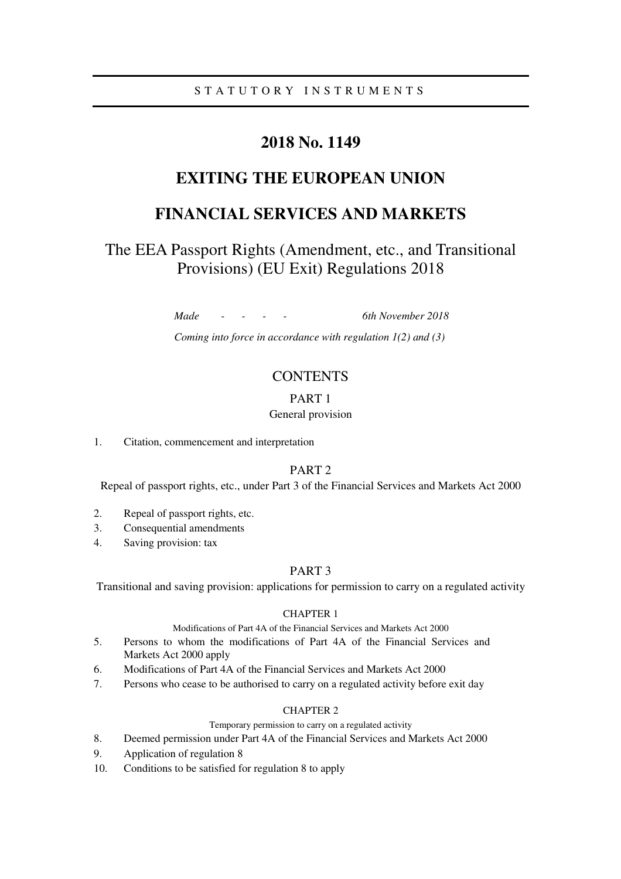STATUTORY INSTRUMENTS

# 2018 No. 1149

# EXITING THE EUROPEAN UNION

# FINANCIAL SERVICES AND MARKETS

## The EEA Passport Rights (Amendment, etc., and Transitional Provisions) (EU Exit) Regulations 2018

*Made - - - - 6th November 2018*

*Coming into force in accordance with regulation 1(2) and (3)*

## CONTENTS

### PART 1
General provision

1. Citation, commencement and interpretation

### PART 2
Repeal of passport rights, etc., under Part 3 of the Financial Services and Markets Act 2000

2. Repeal of passport rights, etc.
3. Consequential amendments
4. Saving provision: tax

### PART 3
Transitional and saving provision: applications for permission to carry on a regulated activity

#### CHAPTER 1
Modifications of Part 4A of the Financial Services and Markets Act 2000

5. Persons to whom the modifications of Part 4A of the Financial Services and Markets Act 2000 apply
6. Modifications of Part 4A of the Financial Services and Markets Act 2000
7. Persons who cease to be authorised to carry on a regulated activity before exit day

#### CHAPTER 2
Temporary permission to carry on a regulated activity

8. Deemed permission under Part 4A of the Financial Services and Markets Act 2000
9. Application of regulation 8
10. Conditions to be satisfied for regulation 8 to apply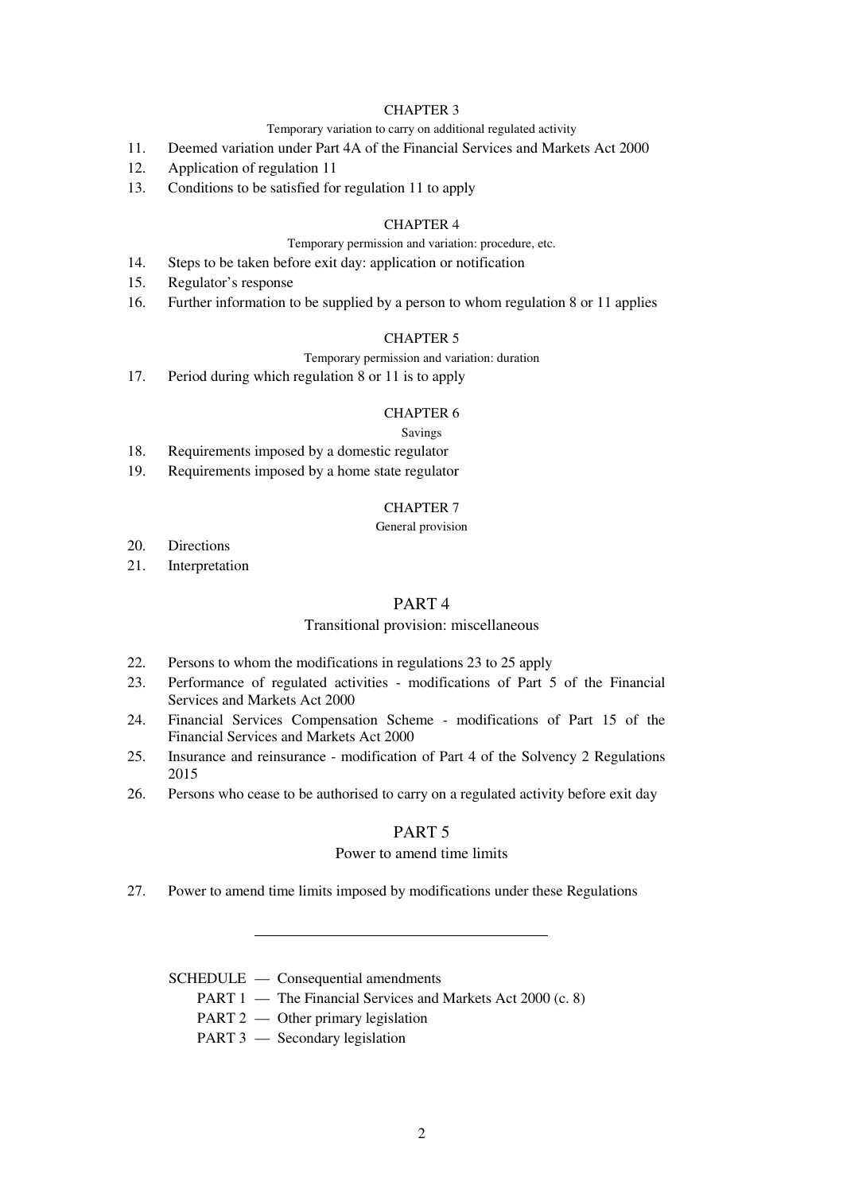CHAPTER 3

Temporary variation to carry on additional regulated activity

11. Deemed variation under Part 4A of the Financial Services and Markets Act 2000
12. Application of regulation 11
13. Conditions to be satisfied for regulation 11 to apply

CHAPTER 4

Temporary permission and variation: procedure, etc.

14. Steps to be taken before exit day: application or notification
15. Regulator's response
16. Further information to be supplied by a person to whom regulation 8 or 11 applies

CHAPTER 5

Temporary permission and variation: duration

17. Period during which regulation 8 or 11 is to apply

CHAPTER 6

Savings

18. Requirements imposed by a domestic regulator
19. Requirements imposed by a home state regulator

CHAPTER 7

General provision

20. Directions
21. Interpretation

PART 4

Transitional provision: miscellaneous

22. Persons to whom the modifications in regulations 23 to 25 apply
23. Performance of regulated activities - modifications of Part 5 of the Financial Services and Markets Act 2000
24. Financial Services Compensation Scheme - modifications of Part 15 of the Financial Services and Markets Act 2000
25. Insurance and reinsurance - modification of Part 4 of the Solvency 2 Regulations 2015
26. Persons who cease to be authorised to carry on a regulated activity before exit day

PART 5

Power to amend time limits

27. Power to amend time limits imposed by modifications under these Regulations

---

SCHEDULE — Consequential amendments
- PART 1 — The Financial Services and Markets Act 2000 (c. 8)
- PART 2 — Other primary legislation
- PART 3 — Secondary legislation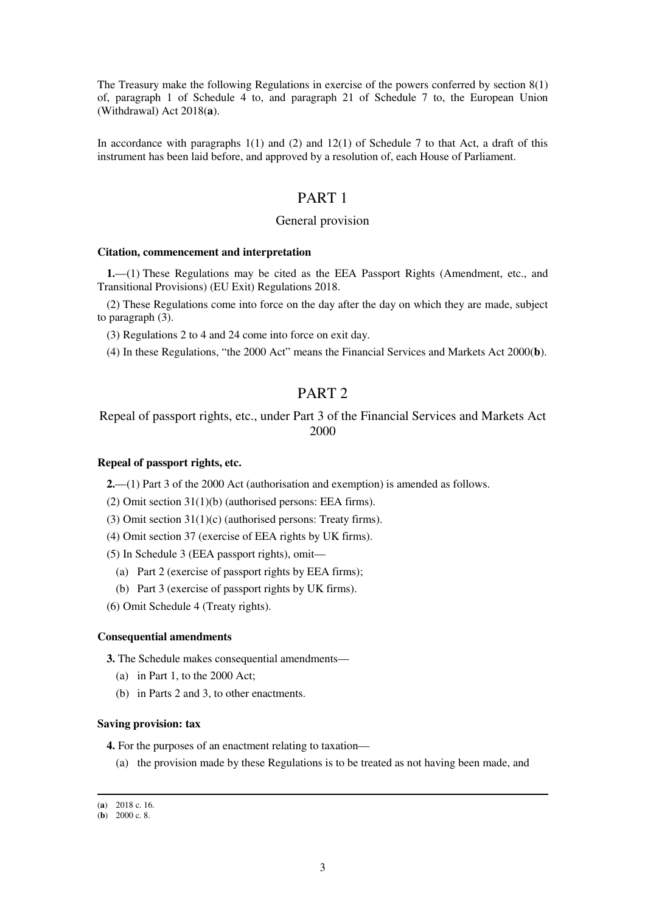The Treasury make the following Regulations in exercise of the powers conferred by section 8(1) of, paragraph 1 of Schedule 4 to, and paragraph 21 of Schedule 7 to, the European Union (Withdrawal) Act 2018(**a**).

In accordance with paragraphs 1(1) and (2) and 12(1) of Schedule 7 to that Act, a draft of this instrument has been laid before, and approved by a resolution of, each House of Parliament.

# PART 1

## General provision

### Citation, commencement and interpretation

**1.**—(1) These Regulations may be cited as the EEA Passport Rights (Amendment, etc., and Transitional Provisions) (EU Exit) Regulations 2018.

(2) These Regulations come into force on the day after the day on which they are made, subject to paragraph (3).

(3) Regulations 2 to 4 and 24 come into force on exit day.

(4) In these Regulations, "the 2000 Act" means the Financial Services and Markets Act 2000(**b**).

# PART 2

## Repeal of passport rights, etc., under Part 3 of the Financial Services and Markets Act 2000

### Repeal of passport rights, etc.

**2.**—(1) Part 3 of the 2000 Act (authorisation and exemption) is amended as follows.

(2) Omit section 31(1)(b) (authorised persons: EEA firms).

(3) Omit section 31(1)(c) (authorised persons: Treaty firms).

(4) Omit section 37 (exercise of EEA rights by UK firms).

(5) In Schedule 3 (EEA passport rights), omit—

(a) Part 2 (exercise of passport rights by EEA firms);

(b) Part 3 (exercise of passport rights by UK firms).

(6) Omit Schedule 4 (Treaty rights).

### Consequential amendments

**3.** The Schedule makes consequential amendments—

(a) in Part 1, to the 2000 Act;

(b) in Parts 2 and 3, to other enactments.

### Saving provision: tax

**4.** For the purposes of an enactment relating to taxation—

(a) the provision made by these Regulations is to be treated as not having been made, and

---

(**a**) 2018 c. 16.

(**b**) 2000 c. 8.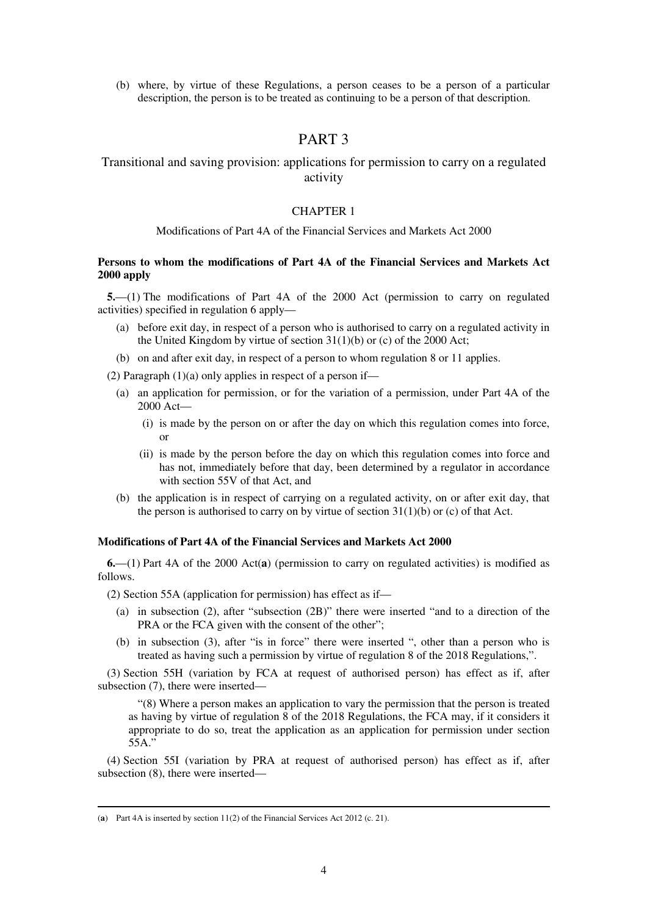(b) where, by virtue of these Regulations, a person ceases to be a person of a particular description, the person is to be treated as continuing to be a person of that description.

# PART 3

## Transitional and saving provision: applications for permission to carry on a regulated activity

### CHAPTER 1

Modifications of Part 4A of the Financial Services and Markets Act 2000

**Persons to whom the modifications of Part 4A of the Financial Services and Markets Act 2000 apply**

**5.**—(1) The modifications of Part 4A of the 2000 Act (permission to carry on regulated activities) specified in regulation 6 apply—

- (a) before exit day, in respect of a person who is authorised to carry on a regulated activity in the United Kingdom by virtue of section 31(1)(b) or (c) of the 2000 Act;
- (b) on and after exit day, in respect of a person to whom regulation 8 or 11 applies.

(2) Paragraph (1)(a) only applies in respect of a person if—

- (a) an application for permission, or for the variation of a permission, under Part 4A of the 2000 Act—
  - (i) is made by the person on or after the day on which this regulation comes into force, or
  - (ii) is made by the person before the day on which this regulation comes into force and has not, immediately before that day, been determined by a regulator in accordance with section 55V of that Act, and
- (b) the application is in respect of carrying on a regulated activity, on or after exit day, that the person is authorised to carry on by virtue of section 31(1)(b) or (c) of that Act.

**Modifications of Part 4A of the Financial Services and Markets Act 2000**

**6.**—(1) Part 4A of the 2000 Act(**a**) (permission to carry on regulated activities) is modified as follows.

(2) Section 55A (application for permission) has effect as if—

- (a) in subsection (2), after "subsection (2B)" there were inserted "and to a direction of the PRA or the FCA given with the consent of the other";
- (b) in subsection (3), after "is in force" there were inserted ", other than a person who is treated as having such a permission by virtue of regulation 8 of the 2018 Regulations,".

(3) Section 55H (variation by FCA at request of authorised person) has effect as if, after subsection (7), there were inserted—

> "(8) Where a person makes an application to vary the permission that the person is treated as having by virtue of regulation 8 of the 2018 Regulations, the FCA may, if it considers it appropriate to do so, treat the application as an application for permission under section 55A."

(4) Section 55I (variation by PRA at request of authorised person) has effect as if, after subsection (8), there were inserted—

---

(**a**) Part 4A is inserted by section 11(2) of the Financial Services Act 2012 (c. 21).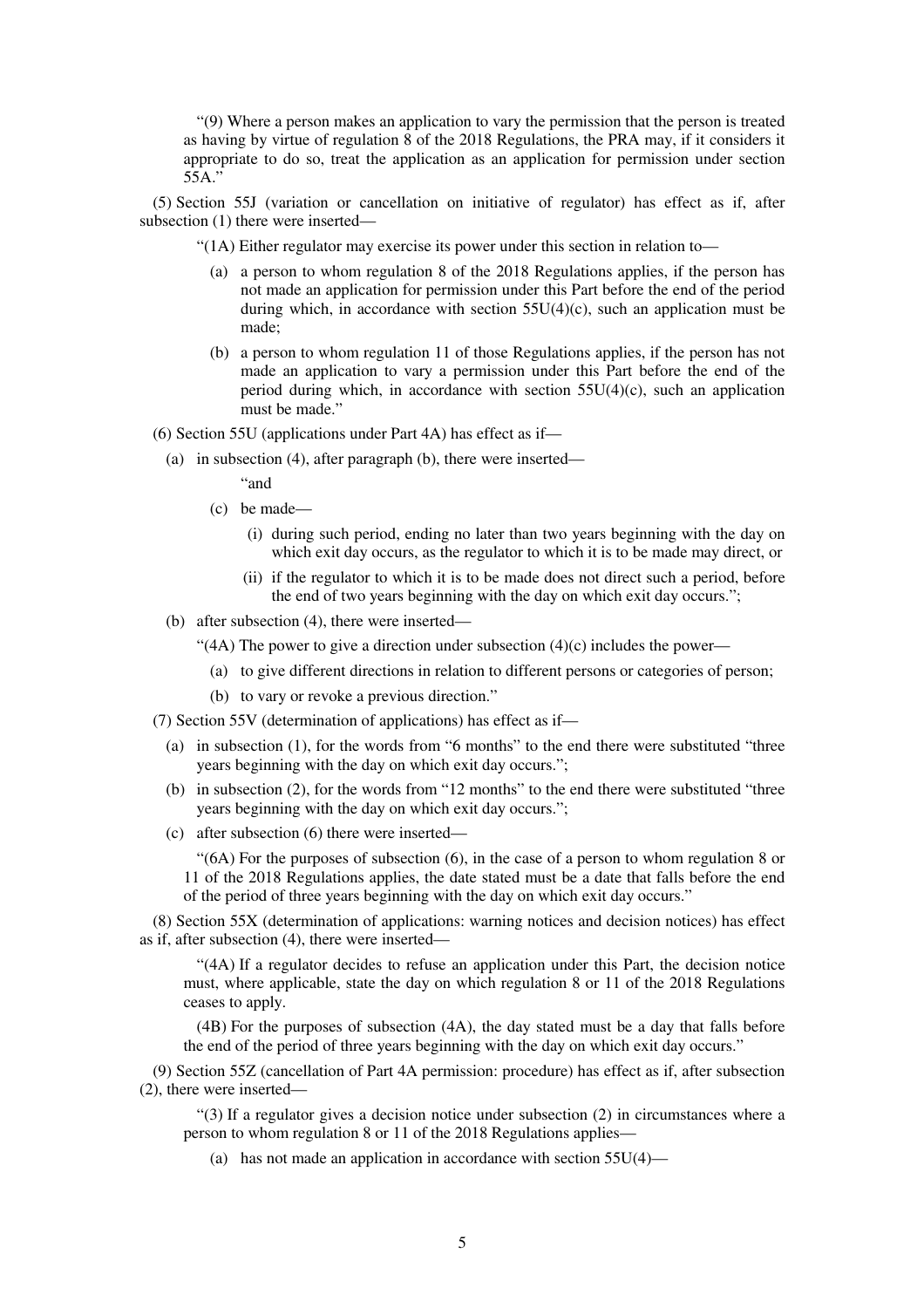"(9) Where a person makes an application to vary the permission that the person is treated as having by virtue of regulation 8 of the 2018 Regulations, the PRA may, if it considers it appropriate to do so, treat the application as an application for permission under section 55A."

(5) Section 55J (variation or cancellation on initiative of regulator) has effect as if, after subsection (1) there were inserted—

"(1A) Either regulator may exercise its power under this section in relation to—

(a) a person to whom regulation 8 of the 2018 Regulations applies, if the person has not made an application for permission under this Part before the end of the period during which, in accordance with section 55U(4)(c), such an application must be made;

(b) a person to whom regulation 11 of those Regulations applies, if the person has not made an application to vary a permission under this Part before the end of the period during which, in accordance with section 55U(4)(c), such an application must be made."

(6) Section 55U (applications under Part 4A) has effect as if—

(a) in subsection (4), after paragraph (b), there were inserted—

"and

(c) be made—

(i) during such period, ending no later than two years beginning with the day on which exit day occurs, as the regulator to which it is to be made may direct, or

(ii) if the regulator to which it is to be made does not direct such a period, before the end of two years beginning with the day on which exit day occurs.";

(b) after subsection (4), there were inserted—

"(4A) The power to give a direction under subsection (4)(c) includes the power—

(a) to give different directions in relation to different persons or categories of person;

(b) to vary or revoke a previous direction."

(7) Section 55V (determination of applications) has effect as if—

(a) in subsection (1), for the words from "6 months" to the end there were substituted "three years beginning with the day on which exit day occurs.";

(b) in subsection (2), for the words from "12 months" to the end there were substituted "three years beginning with the day on which exit day occurs.";

(c) after subsection (6) there were inserted—

"(6A) For the purposes of subsection (6), in the case of a person to whom regulation 8 or 11 of the 2018 Regulations applies, the date stated must be a date that falls before the end of the period of three years beginning with the day on which exit day occurs."

(8) Section 55X (determination of applications: warning notices and decision notices) has effect as if, after subsection (4), there were inserted—

"(4A) If a regulator decides to refuse an application under this Part, the decision notice must, where applicable, state the day on which regulation 8 or 11 of the 2018 Regulations ceases to apply.

(4B) For the purposes of subsection (4A), the day stated must be a day that falls before the end of the period of three years beginning with the day on which exit day occurs."

(9) Section 55Z (cancellation of Part 4A permission: procedure) has effect as if, after subsection (2), there were inserted—

"(3) If a regulator gives a decision notice under subsection (2) in circumstances where a person to whom regulation 8 or 11 of the 2018 Regulations applies—

(a) has not made an application in accordance with section 55U(4)—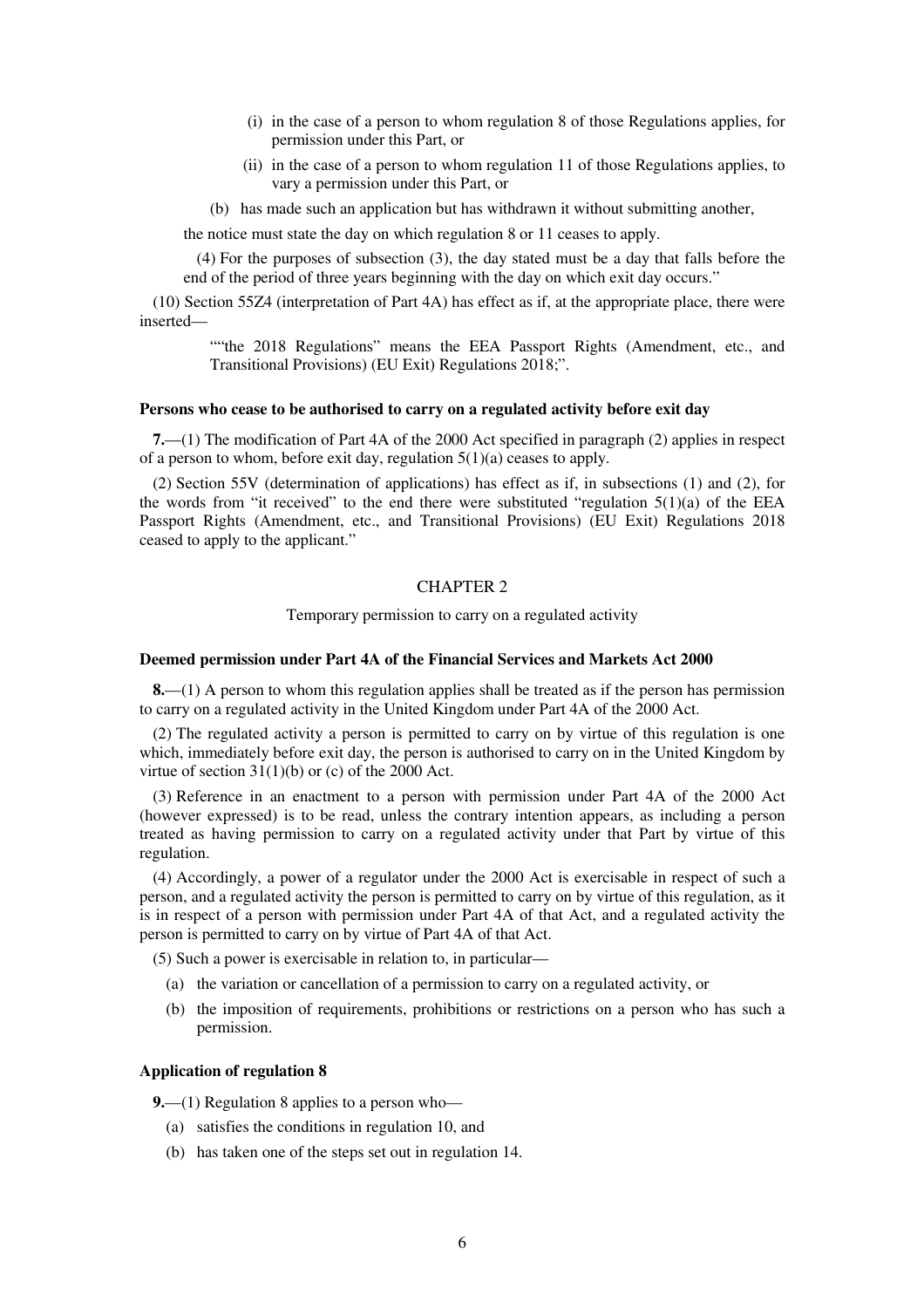(i) in the case of a person to whom regulation 8 of those Regulations applies, for permission under this Part, or

(ii) in the case of a person to whom regulation 11 of those Regulations applies, to vary a permission under this Part, or

(b) has made such an application but has withdrawn it without submitting another,

the notice must state the day on which regulation 8 or 11 ceases to apply.

(4) For the purposes of subsection (3), the day stated must be a day that falls before the end of the period of three years beginning with the day on which exit day occurs."

(10) Section 55Z4 (interpretation of Part 4A) has effect as if, at the appropriate place, there were inserted—

""the 2018 Regulations" means the EEA Passport Rights (Amendment, etc., and Transitional Provisions) (EU Exit) Regulations 2018;".

**Persons who cease to be authorised to carry on a regulated activity before exit day**

**7.**—(1) The modification of Part 4A of the 2000 Act specified in paragraph (2) applies in respect of a person to whom, before exit day, regulation 5(1)(a) ceases to apply.

(2) Section 55V (determination of applications) has effect as if, in subsections (1) and (2), for the words from "it received" to the end there were substituted "regulation 5(1)(a) of the EEA Passport Rights (Amendment, etc., and Transitional Provisions) (EU Exit) Regulations 2018 ceased to apply to the applicant."

## CHAPTER 2

Temporary permission to carry on a regulated activity

**Deemed permission under Part 4A of the Financial Services and Markets Act 2000**

**8.**—(1) A person to whom this regulation applies shall be treated as if the person has permission to carry on a regulated activity in the United Kingdom under Part 4A of the 2000 Act.

(2) The regulated activity a person is permitted to carry on by virtue of this regulation is one which, immediately before exit day, the person is authorised to carry on in the United Kingdom by virtue of section 31(1)(b) or (c) of the 2000 Act.

(3) Reference in an enactment to a person with permission under Part 4A of the 2000 Act (however expressed) is to be read, unless the contrary intention appears, as including a person treated as having permission to carry on a regulated activity under that Part by virtue of this regulation.

(4) Accordingly, a power of a regulator under the 2000 Act is exercisable in respect of such a person, and a regulated activity the person is permitted to carry on by virtue of this regulation, as it is in respect of a person with permission under Part 4A of that Act, and a regulated activity the person is permitted to carry on by virtue of Part 4A of that Act.

(5) Such a power is exercisable in relation to, in particular—

(a) the variation or cancellation of a permission to carry on a regulated activity, or

(b) the imposition of requirements, prohibitions or restrictions on a person who has such a permission.

**Application of regulation 8**

**9.**—(1) Regulation 8 applies to a person who—

(a) satisfies the conditions in regulation 10, and

(b) has taken one of the steps set out in regulation 14.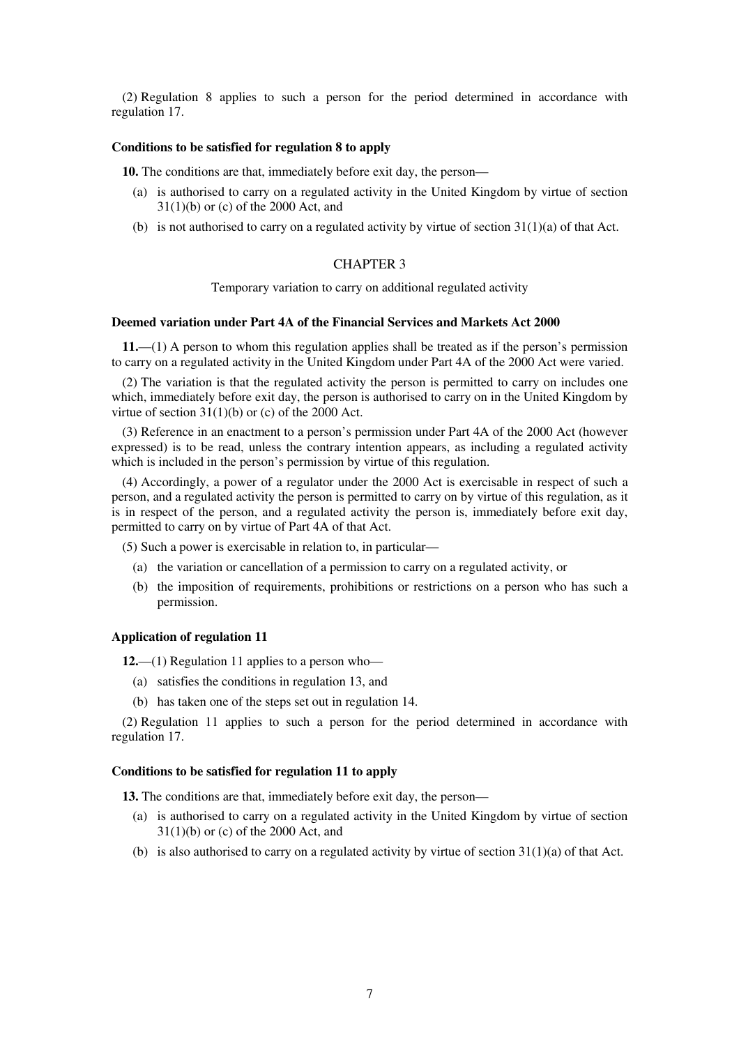(2) Regulation 8 applies to such a person for the period determined in accordance with regulation 17.

**Conditions to be satisfied for regulation 8 to apply**

**10.** The conditions are that, immediately before exit day, the person—

(a) is authorised to carry on a regulated activity in the United Kingdom by virtue of section 31(1)(b) or (c) of the 2000 Act, and

(b) is not authorised to carry on a regulated activity by virtue of section 31(1)(a) of that Act.

## CHAPTER 3

Temporary variation to carry on additional regulated activity

**Deemed variation under Part 4A of the Financial Services and Markets Act 2000**

**11.**—(1) A person to whom this regulation applies shall be treated as if the person's permission to carry on a regulated activity in the United Kingdom under Part 4A of the 2000 Act were varied.

(2) The variation is that the regulated activity the person is permitted to carry on includes one which, immediately before exit day, the person is authorised to carry on in the United Kingdom by virtue of section 31(1)(b) or (c) of the 2000 Act.

(3) Reference in an enactment to a person's permission under Part 4A of the 2000 Act (however expressed) is to be read, unless the contrary intention appears, as including a regulated activity which is included in the person's permission by virtue of this regulation.

(4) Accordingly, a power of a regulator under the 2000 Act is exercisable in respect of such a person, and a regulated activity the person is permitted to carry on by virtue of this regulation, as it is in respect of the person, and a regulated activity the person is, immediately before exit day, permitted to carry on by virtue of Part 4A of that Act.

(5) Such a power is exercisable in relation to, in particular—

(a) the variation or cancellation of a permission to carry on a regulated activity, or

(b) the imposition of requirements, prohibitions or restrictions on a person who has such a permission.

**Application of regulation 11**

**12.**—(1) Regulation 11 applies to a person who—

(a) satisfies the conditions in regulation 13, and

(b) has taken one of the steps set out in regulation 14.

(2) Regulation 11 applies to such a person for the period determined in accordance with regulation 17.

**Conditions to be satisfied for regulation 11 to apply**

**13.** The conditions are that, immediately before exit day, the person—

(a) is authorised to carry on a regulated activity in the United Kingdom by virtue of section 31(1)(b) or (c) of the 2000 Act, and

(b) is also authorised to carry on a regulated activity by virtue of section 31(1)(a) of that Act.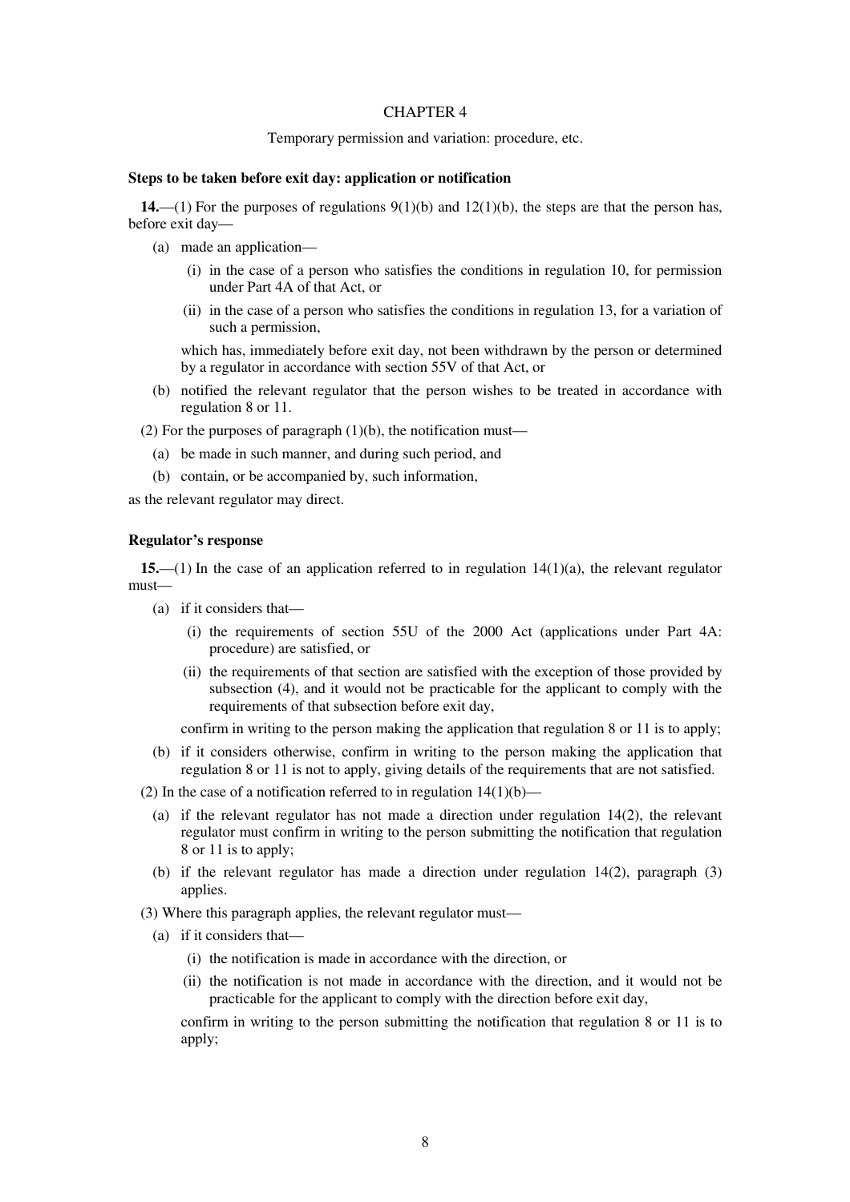## CHAPTER 4

Temporary permission and variation: procedure, etc.

**Steps to be taken before exit day: application or notification**

**14.**—(1) For the purposes of regulations 9(1)(b) and 12(1)(b), the steps are that the person has, before exit day—

- (a) made an application—
  - (i) in the case of a person who satisfies the conditions in regulation 10, for permission under Part 4A of that Act, or
  - (ii) in the case of a person who satisfies the conditions in regulation 13, for a variation of such a permission,

  which has, immediately before exit day, not been withdrawn by the person or determined by a regulator in accordance with section 55V of that Act, or
- (b) notified the relevant regulator that the person wishes to be treated in accordance with regulation 8 or 11.

(2) For the purposes of paragraph (1)(b), the notification must—

- (a) be made in such manner, and during such period, and
- (b) contain, or be accompanied by, such information,

as the relevant regulator may direct.

**Regulator's response**

**15.**—(1) In the case of an application referred to in regulation 14(1)(a), the relevant regulator must—

- (a) if it considers that—
  - (i) the requirements of section 55U of the 2000 Act (applications under Part 4A: procedure) are satisfied, or
  - (ii) the requirements of that section are satisfied with the exception of those provided by subsection (4), and it would not be practicable for the applicant to comply with the requirements of that subsection before exit day,

  confirm in writing to the person making the application that regulation 8 or 11 is to apply;
- (b) if it considers otherwise, confirm in writing to the person making the application that regulation 8 or 11 is not to apply, giving details of the requirements that are not satisfied.

(2) In the case of a notification referred to in regulation 14(1)(b)—

- (a) if the relevant regulator has not made a direction under regulation 14(2), the relevant regulator must confirm in writing to the person submitting the notification that regulation 8 or 11 is to apply;
- (b) if the relevant regulator has made a direction under regulation 14(2), paragraph (3) applies.

(3) Where this paragraph applies, the relevant regulator must—

- (a) if it considers that—
  - (i) the notification is made in accordance with the direction, or
  - (ii) the notification is not made in accordance with the direction, and it would not be practicable for the applicant to comply with the direction before exit day,

  confirm in writing to the person submitting the notification that regulation 8 or 11 is to apply;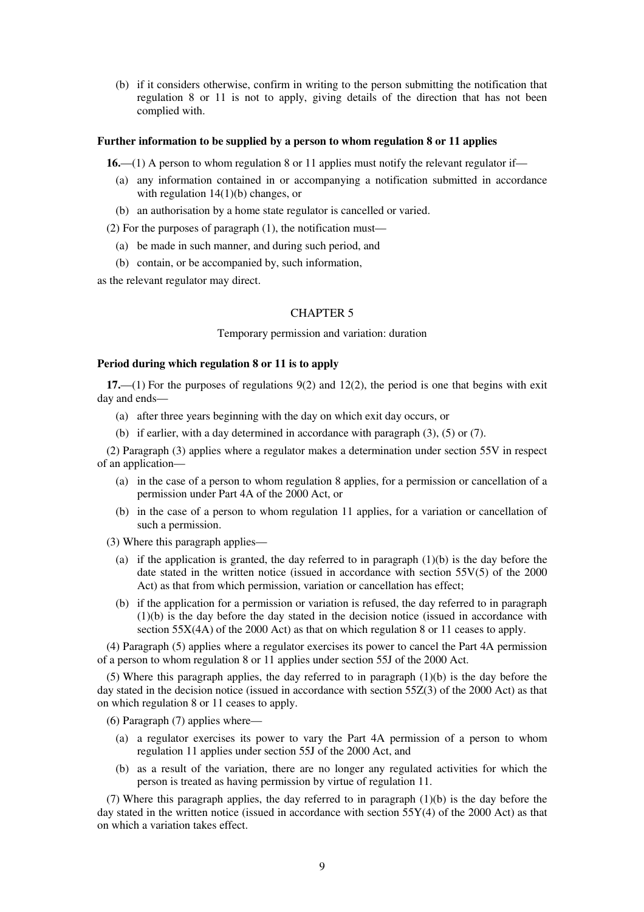(b) if it considers otherwise, confirm in writing to the person submitting the notification that regulation 8 or 11 is not to apply, giving details of the direction that has not been complied with.

**Further information to be supplied by a person to whom regulation 8 or 11 applies**

**16.**—(1) A person to whom regulation 8 or 11 applies must notify the relevant regulator if—

(a) any information contained in or accompanying a notification submitted in accordance with regulation 14(1)(b) changes, or

(b) an authorisation by a home state regulator is cancelled or varied.

(2) For the purposes of paragraph (1), the notification must—

(a) be made in such manner, and during such period, and

(b) contain, or be accompanied by, such information,

as the relevant regulator may direct.

## CHAPTER 5

Temporary permission and variation: duration

**Period during which regulation 8 or 11 is to apply**

**17.**—(1) For the purposes of regulations 9(2) and 12(2), the period is one that begins with exit day and ends—

(a) after three years beginning with the day on which exit day occurs, or

(b) if earlier, with a day determined in accordance with paragraph (3), (5) or (7).

(2) Paragraph (3) applies where a regulator makes a determination under section 55V in respect of an application—

(a) in the case of a person to whom regulation 8 applies, for a permission or cancellation of a permission under Part 4A of the 2000 Act, or

(b) in the case of a person to whom regulation 11 applies, for a variation or cancellation of such a permission.

(3) Where this paragraph applies—

(a) if the application is granted, the day referred to in paragraph (1)(b) is the day before the date stated in the written notice (issued in accordance with section 55V(5) of the 2000 Act) as that from which permission, variation or cancellation has effect;

(b) if the application for a permission or variation is refused, the day referred to in paragraph (1)(b) is the day before the day stated in the decision notice (issued in accordance with section 55X(4A) of the 2000 Act) as that on which regulation 8 or 11 ceases to apply.

(4) Paragraph (5) applies where a regulator exercises its power to cancel the Part 4A permission of a person to whom regulation 8 or 11 applies under section 55J of the 2000 Act.

(5) Where this paragraph applies, the day referred to in paragraph (1)(b) is the day before the day stated in the decision notice (issued in accordance with section 55Z(3) of the 2000 Act) as that on which regulation 8 or 11 ceases to apply.

(6) Paragraph (7) applies where—

(a) a regulator exercises its power to vary the Part 4A permission of a person to whom regulation 11 applies under section 55J of the 2000 Act, and

(b) as a result of the variation, there are no longer any regulated activities for which the person is treated as having permission by virtue of regulation 11.

(7) Where this paragraph applies, the day referred to in paragraph (1)(b) is the day before the day stated in the written notice (issued in accordance with section 55Y(4) of the 2000 Act) as that on which a variation takes effect.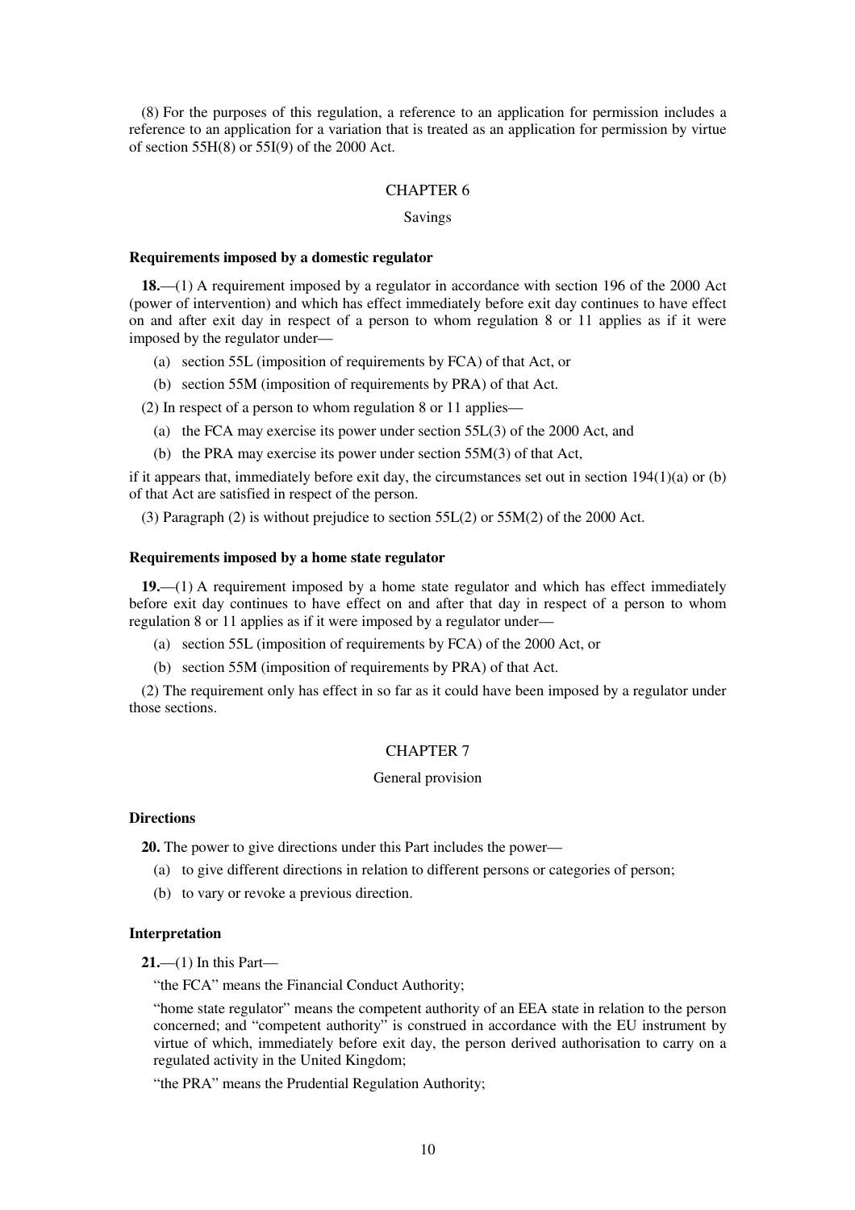(8) For the purposes of this regulation, a reference to an application for permission includes a reference to an application for a variation that is treated as an application for permission by virtue of section 55H(8) or 55I(9) of the 2000 Act.

## CHAPTER 6

### Savings

**Requirements imposed by a domestic regulator**

**18.**—(1) A requirement imposed by a regulator in accordance with section 196 of the 2000 Act (power of intervention) and which has effect immediately before exit day continues to have effect on and after exit day in respect of a person to whom regulation 8 or 11 applies as if it were imposed by the regulator under—

(a) section 55L (imposition of requirements by FCA) of that Act, or

(b) section 55M (imposition of requirements by PRA) of that Act.

(2) In respect of a person to whom regulation 8 or 11 applies—

(a) the FCA may exercise its power under section 55L(3) of the 2000 Act, and

(b) the PRA may exercise its power under section 55M(3) of that Act,

if it appears that, immediately before exit day, the circumstances set out in section 194(1)(a) or (b) of that Act are satisfied in respect of the person.

(3) Paragraph (2) is without prejudice to section 55L(2) or 55M(2) of the 2000 Act.

**Requirements imposed by a home state regulator**

**19.**—(1) A requirement imposed by a home state regulator and which has effect immediately before exit day continues to have effect on and after that day in respect of a person to whom regulation 8 or 11 applies as if it were imposed by a regulator under—

(a) section 55L (imposition of requirements by FCA) of the 2000 Act, or

(b) section 55M (imposition of requirements by PRA) of that Act.

(2) The requirement only has effect in so far as it could have been imposed by a regulator under those sections.

## CHAPTER 7

### General provision

**Directions**

**20.** The power to give directions under this Part includes the power—

(a) to give different directions in relation to different persons or categories of person;

(b) to vary or revoke a previous direction.

**Interpretation**

**21.**—(1) In this Part—

"the FCA" means the Financial Conduct Authority;

"home state regulator" means the competent authority of an EEA state in relation to the person concerned; and "competent authority" is construed in accordance with the EU instrument by virtue of which, immediately before exit day, the person derived authorisation to carry on a regulated activity in the United Kingdom;

"the PRA" means the Prudential Regulation Authority;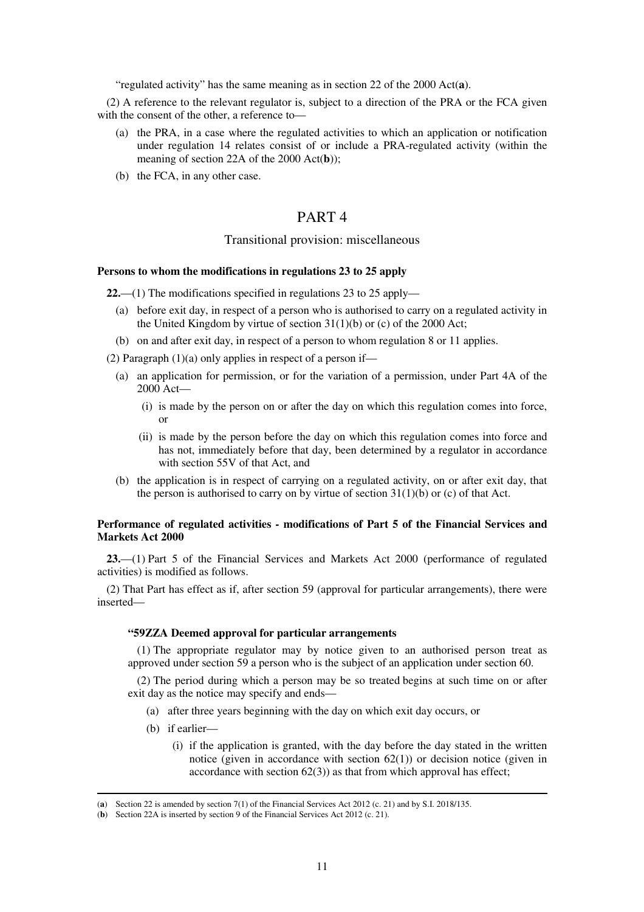"regulated activity" has the same meaning as in section 22 of the 2000 Act(**a**).

(2) A reference to the relevant regulator is, subject to a direction of the PRA or the FCA given with the consent of the other, a reference to—

- (a) the PRA, in a case where the regulated activities to which an application or notification under regulation 14 relates consist of or include a PRA-regulated activity (within the meaning of section 22A of the 2000 Act(**b**));
- (b) the FCA, in any other case.

# PART 4

## Transitional provision: miscellaneous

**Persons to whom the modifications in regulations 23 to 25 apply**

**22.**—(1) The modifications specified in regulations 23 to 25 apply—

- (a) before exit day, in respect of a person who is authorised to carry on a regulated activity in the United Kingdom by virtue of section 31(1)(b) or (c) of the 2000 Act;
- (b) on and after exit day, in respect of a person to whom regulation 8 or 11 applies.

(2) Paragraph (1)(a) only applies in respect of a person if—

- (a) an application for permission, or for the variation of a permission, under Part 4A of the 2000 Act—
  - (i) is made by the person on or after the day on which this regulation comes into force, or
  - (ii) is made by the person before the day on which this regulation comes into force and has not, immediately before that day, been determined by a regulator in accordance with section 55V of that Act, and
- (b) the application is in respect of carrying on a regulated activity, on or after exit day, that the person is authorised to carry on by virtue of section 31(1)(b) or (c) of that Act.

**Performance of regulated activities - modifications of Part 5 of the Financial Services and Markets Act 2000**

**23.**—(1) Part 5 of the Financial Services and Markets Act 2000 (performance of regulated activities) is modified as follows.

(2) That Part has effect as if, after section 59 (approval for particular arrangements), there were inserted—

**"59ZZA Deemed approval for particular arrangements**

(1) The appropriate regulator may by notice given to an authorised person treat as approved under section 59 a person who is the subject of an application under section 60.

(2) The period during which a person may be so treated begins at such time on or after exit day as the notice may specify and ends—

- (a) after three years beginning with the day on which exit day occurs, or
- (b) if earlier—
  - (i) if the application is granted, with the day before the day stated in the written notice (given in accordance with section 62(1)) or decision notice (given in accordance with section 62(3)) as that from which approval has effect;

---

(**a**) Section 22 is amended by section 7(1) of the Financial Services Act 2012 (c. 21) and by S.I. 2018/135.

(**b**) Section 22A is inserted by section 9 of the Financial Services Act 2012 (c. 21).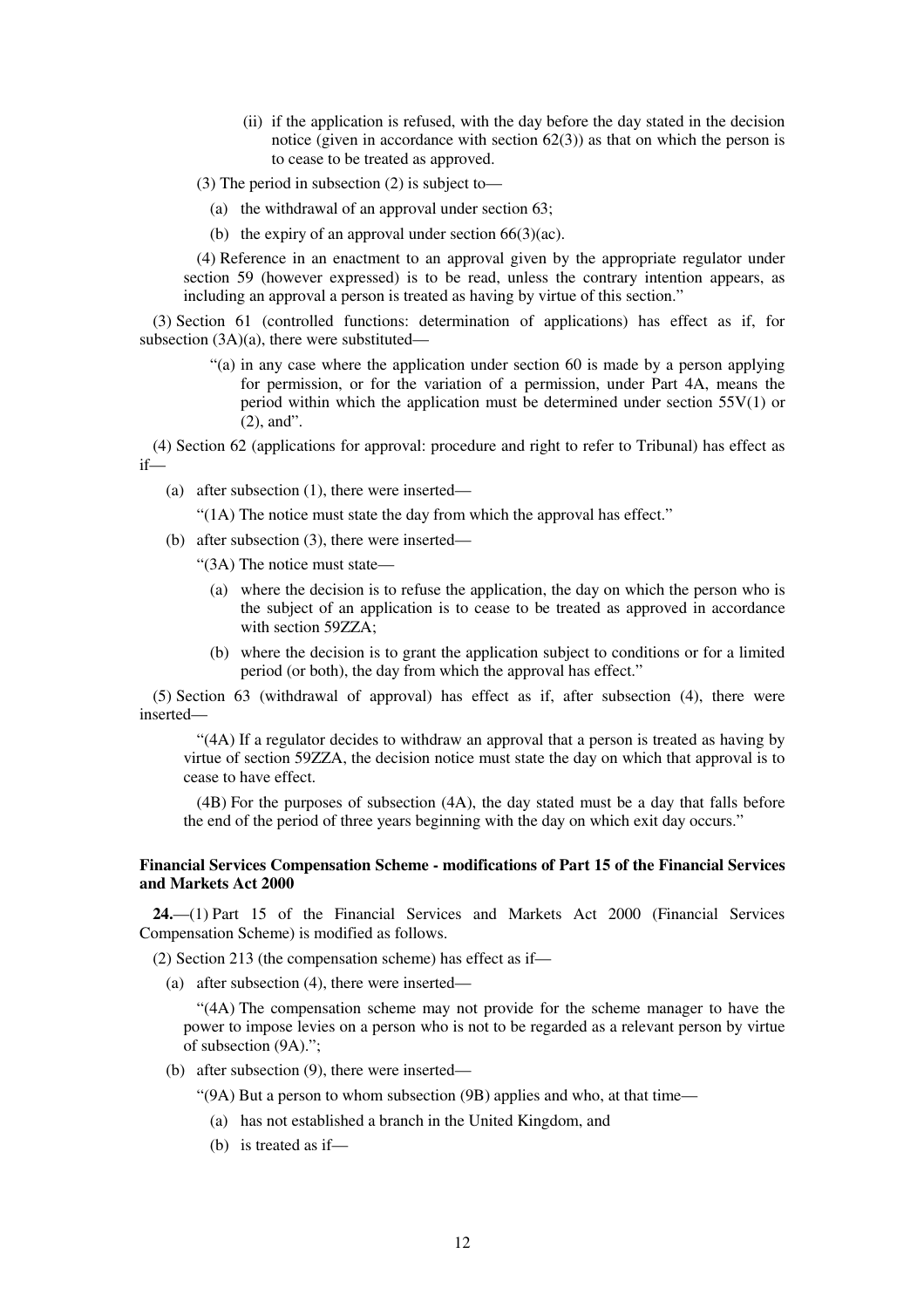(ii) if the application is refused, with the day before the day stated in the decision notice (given in accordance with section 62(3)) as that on which the person is to cease to be treated as approved.

(3) The period in subsection (2) is subject to—

(a) the withdrawal of an approval under section 63;

(b) the expiry of an approval under section 66(3)(ac).

(4) Reference in an enactment to an approval given by the appropriate regulator under section 59 (however expressed) is to be read, unless the contrary intention appears, as including an approval a person is treated as having by virtue of this section."

(3) Section 61 (controlled functions: determination of applications) has effect as if, for subsection (3A)(a), there were substituted—

"(a) in any case where the application under section 60 is made by a person applying for permission, or for the variation of a permission, under Part 4A, means the period within which the application must be determined under section 55V(1) or (2), and".

(4) Section 62 (applications for approval: procedure and right to refer to Tribunal) has effect as if—

(a) after subsection (1), there were inserted—

"(1A) The notice must state the day from which the approval has effect."

(b) after subsection (3), there were inserted—

"(3A) The notice must state—

(a) where the decision is to refuse the application, the day on which the person who is the subject of an application is to cease to be treated as approved in accordance with section 59ZZA;

(b) where the decision is to grant the application subject to conditions or for a limited period (or both), the day from which the approval has effect."

(5) Section 63 (withdrawal of approval) has effect as if, after subsection (4), there were inserted—

"(4A) If a regulator decides to withdraw an approval that a person is treated as having by virtue of section 59ZZA, the decision notice must state the day on which that approval is to cease to have effect.

(4B) For the purposes of subsection (4A), the day stated must be a day that falls before the end of the period of three years beginning with the day on which exit day occurs."

**Financial Services Compensation Scheme - modifications of Part 15 of the Financial Services and Markets Act 2000**

**24.**—(1) Part 15 of the Financial Services and Markets Act 2000 (Financial Services Compensation Scheme) is modified as follows.

(2) Section 213 (the compensation scheme) has effect as if—

(a) after subsection (4), there were inserted—

"(4A) The compensation scheme may not provide for the scheme manager to have the power to impose levies on a person who is not to be regarded as a relevant person by virtue of subsection (9A).";

(b) after subsection (9), there were inserted—

"(9A) But a person to whom subsection (9B) applies and who, at that time—

(a) has not established a branch in the United Kingdom, and

(b) is treated as if—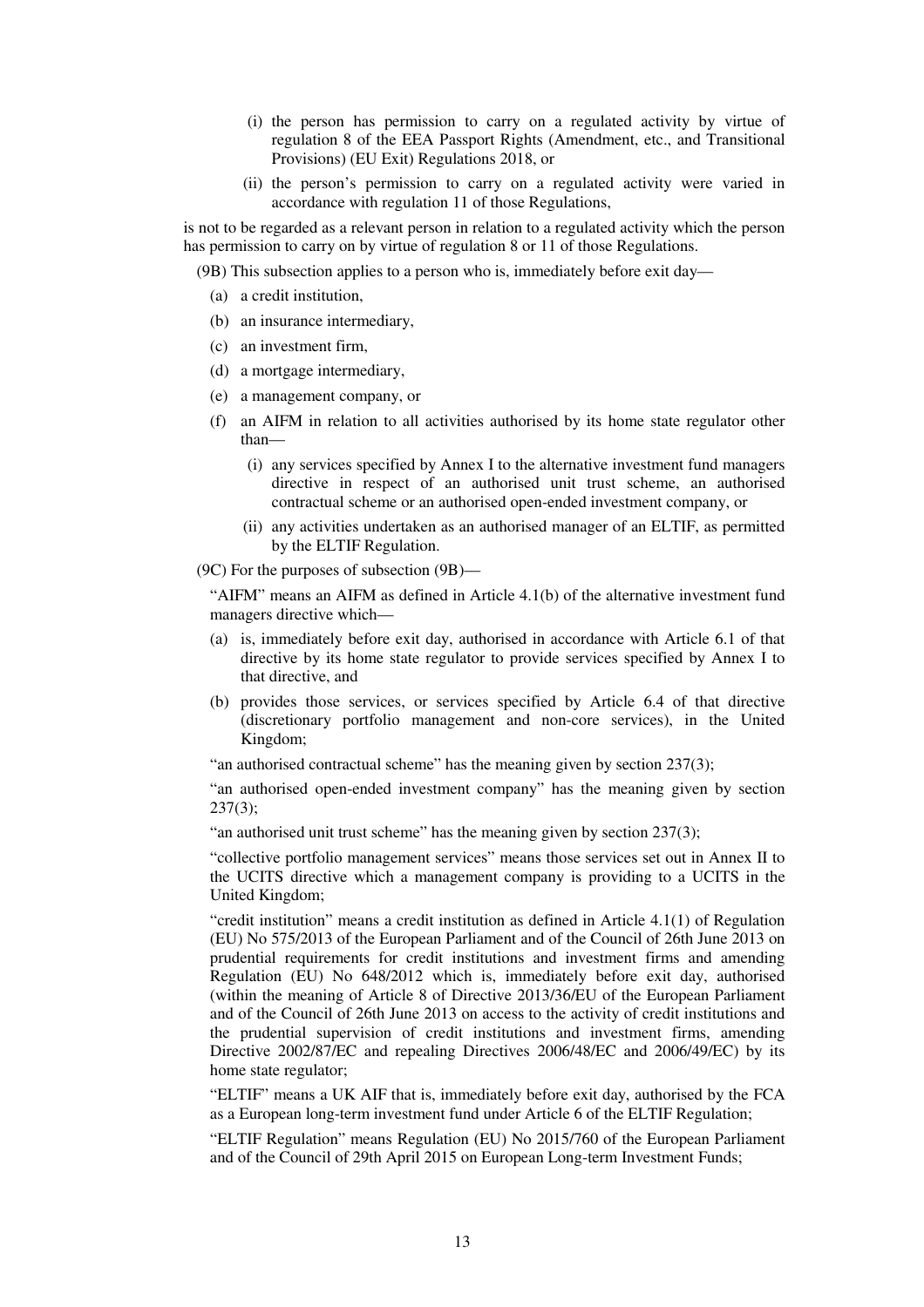(i) the person has permission to carry on a regulated activity by virtue of regulation 8 of the EEA Passport Rights (Amendment, etc., and Transitional Provisions) (EU Exit) Regulations 2018, or

(ii) the person's permission to carry on a regulated activity were varied in accordance with regulation 11 of those Regulations,

is not to be regarded as a relevant person in relation to a regulated activity which the person has permission to carry on by virtue of regulation 8 or 11 of those Regulations.

(9B) This subsection applies to a person who is, immediately before exit day—

(a) a credit institution,

(b) an insurance intermediary,

(c) an investment firm,

(d) a mortgage intermediary,

(e) a management company, or

(f) an AIFM in relation to all activities authorised by its home state regulator other than—

(i) any services specified by Annex I to the alternative investment fund managers directive in respect of an authorised unit trust scheme, an authorised contractual scheme or an authorised open-ended investment company, or

(ii) any activities undertaken as an authorised manager of an ELTIF, as permitted by the ELTIF Regulation.

(9C) For the purposes of subsection (9B)—

"AIFM" means an AIFM as defined in Article 4.1(b) of the alternative investment fund managers directive which—

(a) is, immediately before exit day, authorised in accordance with Article 6.1 of that directive by its home state regulator to provide services specified by Annex I to that directive, and

(b) provides those services, or services specified by Article 6.4 of that directive (discretionary portfolio management and non-core services), in the United Kingdom;

"an authorised contractual scheme" has the meaning given by section 237(3);

"an authorised open-ended investment company" has the meaning given by section 237(3);

"an authorised unit trust scheme" has the meaning given by section 237(3);

"collective portfolio management services" means those services set out in Annex II to the UCITS directive which a management company is providing to a UCITS in the United Kingdom;

"credit institution" means a credit institution as defined in Article 4.1(1) of Regulation (EU) No 575/2013 of the European Parliament and of the Council of 26th June 2013 on prudential requirements for credit institutions and investment firms and amending Regulation (EU) No 648/2012 which is, immediately before exit day, authorised (within the meaning of Article 8 of Directive 2013/36/EU of the European Parliament and of the Council of 26th June 2013 on access to the activity of credit institutions and the prudential supervision of credit institutions and investment firms, amending Directive 2002/87/EC and repealing Directives 2006/48/EC and 2006/49/EC) by its home state regulator;

"ELTIF" means a UK AIF that is, immediately before exit day, authorised by the FCA as a European long-term investment fund under Article 6 of the ELTIF Regulation;

"ELTIF Regulation" means Regulation (EU) No 2015/760 of the European Parliament and of the Council of 29th April 2015 on European Long-term Investment Funds;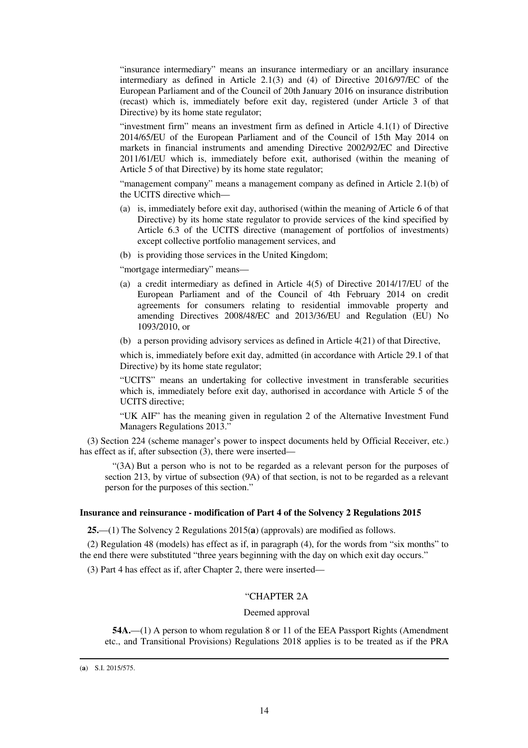"insurance intermediary" means an insurance intermediary or an ancillary insurance intermediary as defined in Article 2.1(3) and (4) of Directive 2016/97/EC of the European Parliament and of the Council of 20th January 2016 on insurance distribution (recast) which is, immediately before exit day, registered (under Article 3 of that Directive) by its home state regulator;

"investment firm" means an investment firm as defined in Article 4.1(1) of Directive 2014/65/EU of the European Parliament and of the Council of 15th May 2014 on markets in financial instruments and amending Directive 2002/92/EC and Directive 2011/61/EU which is, immediately before exit, authorised (within the meaning of Article 5 of that Directive) by its home state regulator;

"management company" means a management company as defined in Article 2.1(b) of the UCITS directive which—

(a) is, immediately before exit day, authorised (within the meaning of Article 6 of that Directive) by its home state regulator to provide services of the kind specified by Article 6.3 of the UCITS directive (management of portfolios of investments) except collective portfolio management services, and

(b) is providing those services in the United Kingdom;

"mortgage intermediary" means—

(a) a credit intermediary as defined in Article 4(5) of Directive 2014/17/EU of the European Parliament and of the Council of 4th February 2014 on credit agreements for consumers relating to residential immovable property and amending Directives 2008/48/EC and 2013/36/EU and Regulation (EU) No 1093/2010, or

(b) a person providing advisory services as defined in Article 4(21) of that Directive,

which is, immediately before exit day, admitted (in accordance with Article 29.1 of that Directive) by its home state regulator;

"UCITS" means an undertaking for collective investment in transferable securities which is, immediately before exit day, authorised in accordance with Article 5 of the UCITS directive;

"UK AIF" has the meaning given in regulation 2 of the Alternative Investment Fund Managers Regulations 2013."

(3) Section 224 (scheme manager's power to inspect documents held by Official Receiver, etc.) has effect as if, after subsection (3), there were inserted—

"(3A) But a person who is not to be regarded as a relevant person for the purposes of section 213, by virtue of subsection (9A) of that section, is not to be regarded as a relevant person for the purposes of this section."

**Insurance and reinsurance - modification of Part 4 of the Solvency 2 Regulations 2015**

**25.**—(1) The Solvency 2 Regulations 2015(**a**) (approvals) are modified as follows.

(2) Regulation 48 (models) has effect as if, in paragraph (4), for the words from "six months" to the end there were substituted "three years beginning with the day on which exit day occurs."

(3) Part 4 has effect as if, after Chapter 2, there were inserted—

"CHAPTER 2A

Deemed approval

**54A.**—(1) A person to whom regulation 8 or 11 of the EEA Passport Rights (Amendment etc., and Transitional Provisions) Regulations 2018 applies is to be treated as if the PRA

(**a**) S.I. 2015/575.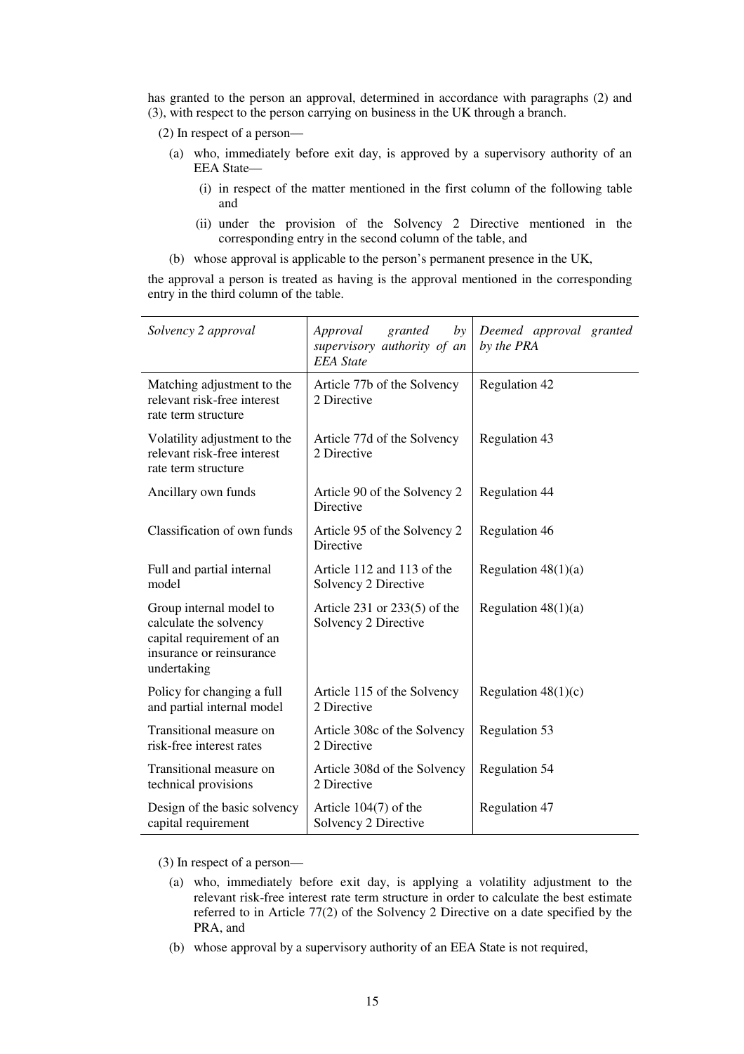has granted to the person an approval, determined in accordance with paragraphs (2) and (3), with respect to the person carrying on business in the UK through a branch.

(2) In respect of a person—

(a) who, immediately before exit day, is approved by a supervisory authority of an EEA State—

(i) in respect of the matter mentioned in the first column of the following table and

(ii) under the provision of the Solvency 2 Directive mentioned in the corresponding entry in the second column of the table, and

(b) whose approval is applicable to the person's permanent presence in the UK,

the approval a person is treated as having is the approval mentioned in the corresponding entry in the third column of the table.

| *Solvency 2 approval* | *Approval granted by supervisory authority of an EEA State* | *Deemed approval granted by the PRA* |
|---|---|---|
| Matching adjustment to the relevant risk-free interest rate term structure | Article 77b of the Solvency 2 Directive | Regulation 42 |
| Volatility adjustment to the relevant risk-free interest rate term structure | Article 77d of the Solvency 2 Directive | Regulation 43 |
| Ancillary own funds | Article 90 of the Solvency 2 Directive | Regulation 44 |
| Classification of own funds | Article 95 of the Solvency 2 Directive | Regulation 46 |
| Full and partial internal model | Article 112 and 113 of the Solvency 2 Directive | Regulation 48(1)(a) |
| Group internal model to calculate the solvency capital requirement of an insurance or reinsurance undertaking | Article 231 or 233(5) of the Solvency 2 Directive | Regulation 48(1)(a) |
| Policy for changing a full and partial internal model | Article 115 of the Solvency 2 Directive | Regulation 48(1)(c) |
| Transitional measure on risk-free interest rates | Article 308c of the Solvency 2 Directive | Regulation 53 |
| Transitional measure on technical provisions | Article 308d of the Solvency 2 Directive | Regulation 54 |
| Design of the basic solvency capital requirement | Article 104(7) of the Solvency 2 Directive | Regulation 47 |

(3) In respect of a person—

(a) who, immediately before exit day, is applying a volatility adjustment to the relevant risk-free interest rate term structure in order to calculate the best estimate referred to in Article 77(2) of the Solvency 2 Directive on a date specified by the PRA, and

(b) whose approval by a supervisory authority of an EEA State is not required,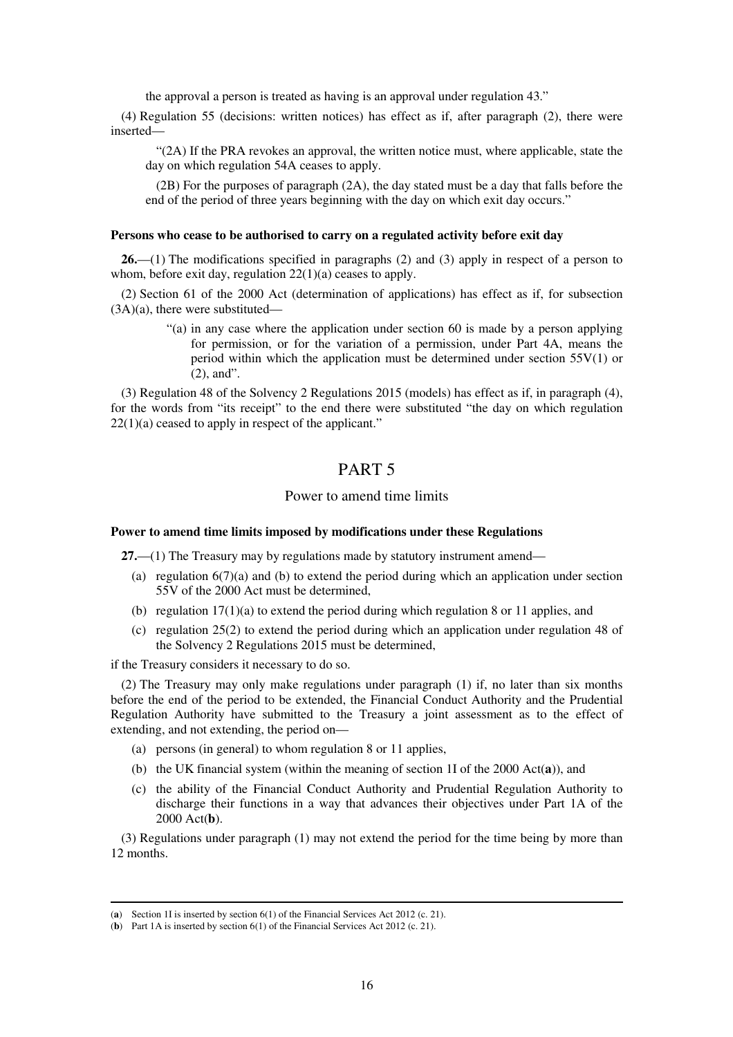the approval a person is treated as having is an approval under regulation 43."

(4) Regulation 55 (decisions: written notices) has effect as if, after paragraph (2), there were inserted—

> "(2A) If the PRA revokes an approval, the written notice must, where applicable, state the day on which regulation 54A ceases to apply.
>
> (2B) For the purposes of paragraph (2A), the day stated must be a day that falls before the end of the period of three years beginning with the day on which exit day occurs."

**Persons who cease to be authorised to carry on a regulated activity before exit day**

**26.**—(1) The modifications specified in paragraphs (2) and (3) apply in respect of a person to whom, before exit day, regulation 22(1)(a) ceases to apply.

(2) Section 61 of the 2000 Act (determination of applications) has effect as if, for subsection (3A)(a), there were substituted—

> "(a) in any case where the application under section 60 is made by a person applying for permission, or for the variation of a permission, under Part 4A, means the period within which the application must be determined under section 55V(1) or (2), and".

(3) Regulation 48 of the Solvency 2 Regulations 2015 (models) has effect as if, in paragraph (4), for the words from "its receipt" to the end there were substituted "the day on which regulation 22(1)(a) ceased to apply in respect of the applicant."

# PART 5

## Power to amend time limits

**Power to amend time limits imposed by modifications under these Regulations**

**27.**—(1) The Treasury may by regulations made by statutory instrument amend—

(a) regulation 6(7)(a) and (b) to extend the period during which an application under section 55V of the 2000 Act must be determined,

(b) regulation 17(1)(a) to extend the period during which regulation 8 or 11 applies, and

(c) regulation 25(2) to extend the period during which an application under regulation 48 of the Solvency 2 Regulations 2015 must be determined,

if the Treasury considers it necessary to do so.

(2) The Treasury may only make regulations under paragraph (1) if, no later than six months before the end of the period to be extended, the Financial Conduct Authority and the Prudential Regulation Authority have submitted to the Treasury a joint assessment as to the effect of extending, and not extending, the period on—

(a) persons (in general) to whom regulation 8 or 11 applies,

(b) the UK financial system (within the meaning of section 1I of the 2000 Act(**a**)), and

(c) the ability of the Financial Conduct Authority and Prudential Regulation Authority to discharge their functions in a way that advances their objectives under Part 1A of the 2000 Act(**b**).

(3) Regulations under paragraph (1) may not extend the period for the time being by more than 12 months.

---

(**a**) Section 1I is inserted by section 6(1) of the Financial Services Act 2012 (c. 21).

(**b**) Part 1A is inserted by section 6(1) of the Financial Services Act 2012 (c. 21).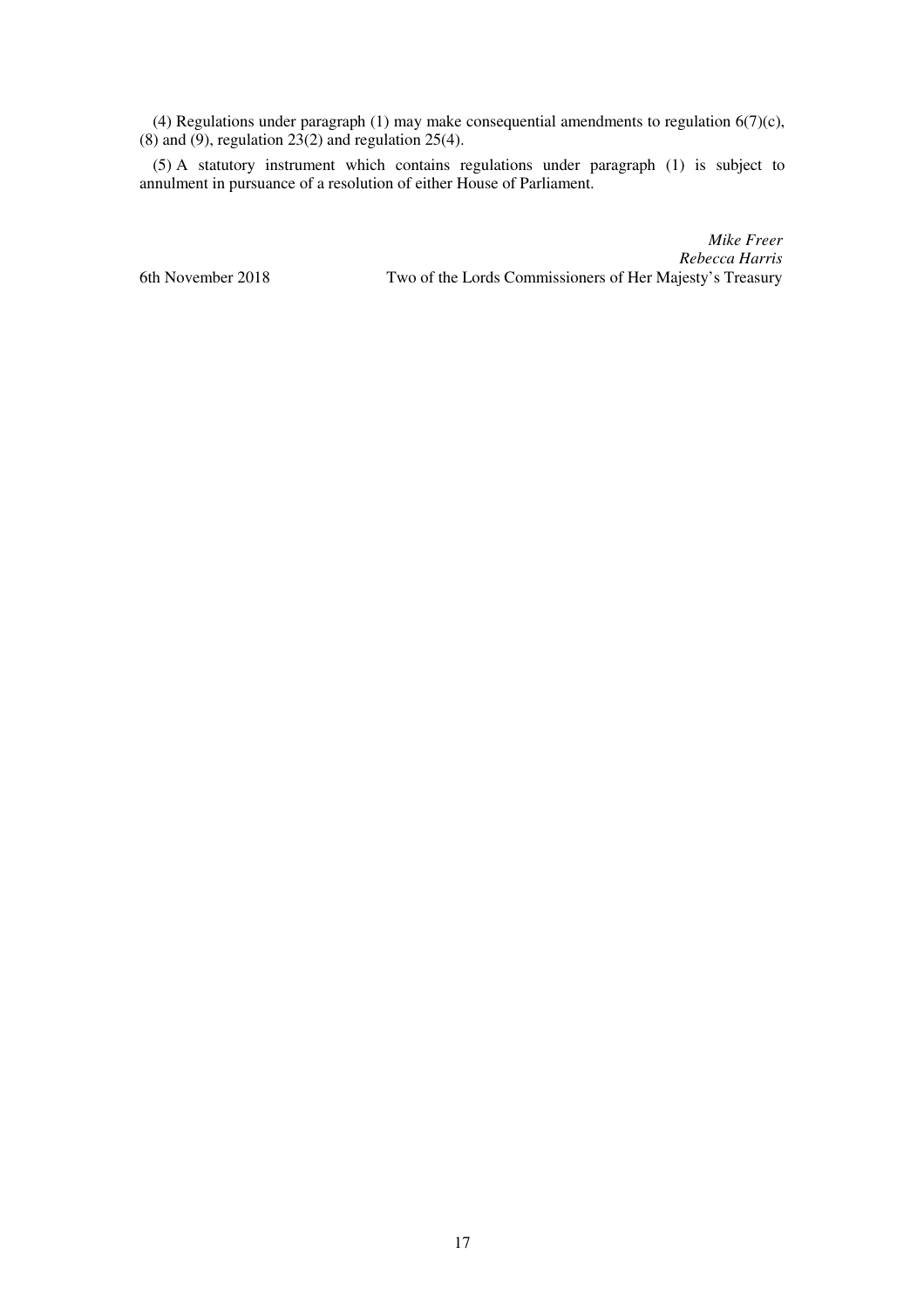(4) Regulations under paragraph (1) may make consequential amendments to regulation 6(7)(c), (8) and (9), regulation 23(2) and regulation 25(4).

(5) A statutory instrument which contains regulations under paragraph (1) is subject to annulment in pursuance of a resolution of either House of Parliament.

*Mike Freer*
*Rebecca Harris*

6th November 2018 — Two of the Lords Commissioners of Her Majesty's Treasury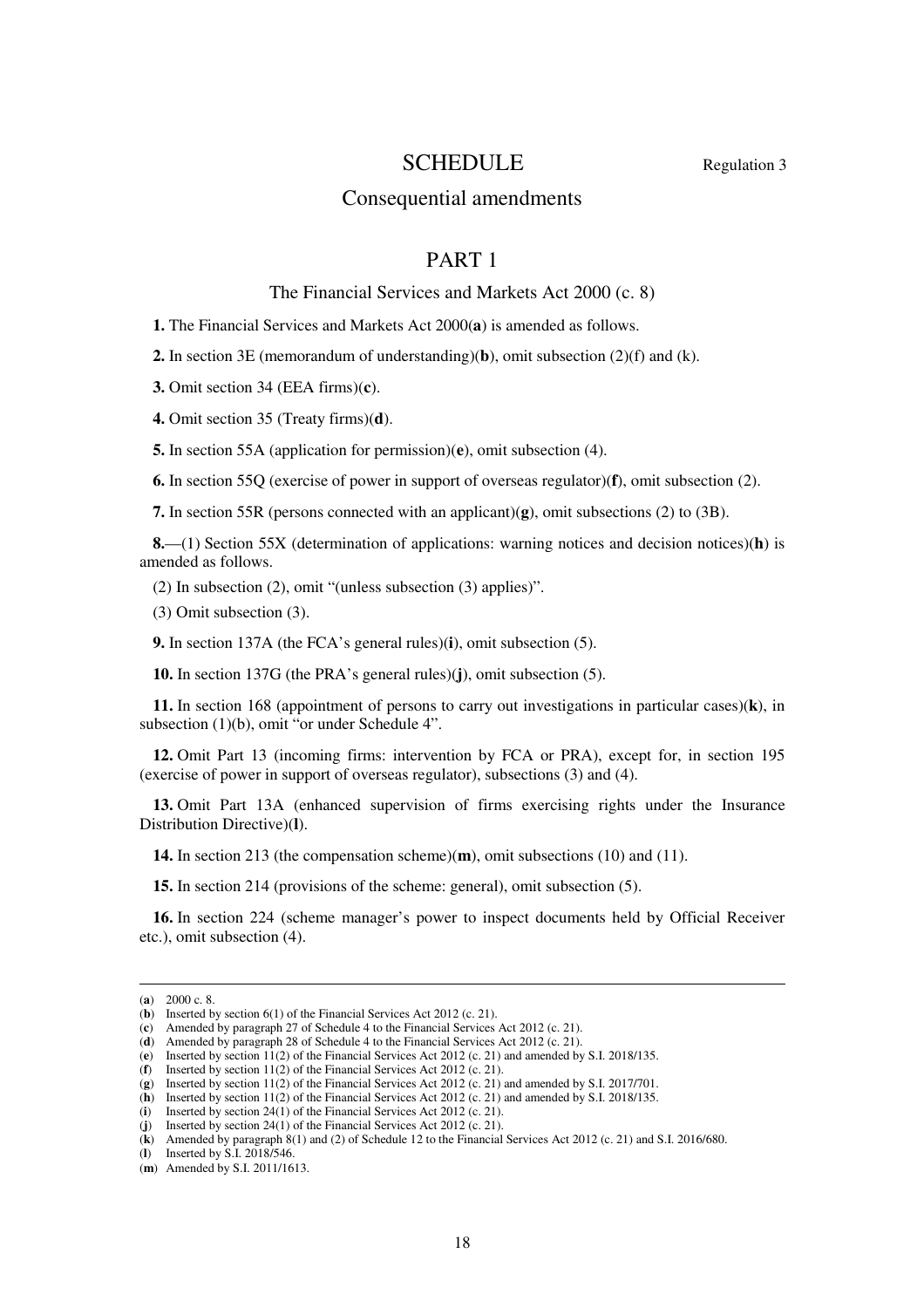# SCHEDULE

Regulation 3

## Consequential amendments

## PART 1

### The Financial Services and Markets Act 2000 (c. 8)

**1.** The Financial Services and Markets Act 2000(**a**) is amended as follows.

**2.** In section 3E (memorandum of understanding)(**b**), omit subsection (2)(f) and (k).

**3.** Omit section 34 (EEA firms)(**c**).

**4.** Omit section 35 (Treaty firms)(**d**).

**5.** In section 55A (application for permission)(**e**), omit subsection (4).

**6.** In section 55Q (exercise of power in support of overseas regulator)(**f**), omit subsection (2).

**7.** In section 55R (persons connected with an applicant)(**g**), omit subsections (2) to (3B).

**8.**—(1) Section 55X (determination of applications: warning notices and decision notices)(**h**) is amended as follows.

(2) In subsection (2), omit "(unless subsection (3) applies)".

(3) Omit subsection (3).

**9.** In section 137A (the FCA's general rules)(**i**), omit subsection (5).

**10.** In section 137G (the PRA's general rules)(**j**), omit subsection (5).

**11.** In section 168 (appointment of persons to carry out investigations in particular cases)(**k**), in subsection (1)(b), omit "or under Schedule 4".

**12.** Omit Part 13 (incoming firms: intervention by FCA or PRA), except for, in section 195 (exercise of power in support of overseas regulator), subsections (3) and (4).

**13.** Omit Part 13A (enhanced supervision of firms exercising rights under the Insurance Distribution Directive)(**l**).

**14.** In section 213 (the compensation scheme)(**m**), omit subsections (10) and (11).

**15.** In section 214 (provisions of the scheme: general), omit subsection (5).

**16.** In section 224 (scheme manager's power to inspect documents held by Official Receiver etc.), omit subsection (4).

---

(**a**) 2000 c. 8.
(**b**) Inserted by section 6(1) of the Financial Services Act 2012 (c. 21).
(**c**) Amended by paragraph 27 of Schedule 4 to the Financial Services Act 2012 (c. 21).
(**d**) Amended by paragraph 28 of Schedule 4 to the Financial Services Act 2012 (c. 21).
(**e**) Inserted by section 11(2) of the Financial Services Act 2012 (c. 21) and amended by S.I. 2018/135.
(**f**) Inserted by section 11(2) of the Financial Services Act 2012 (c. 21).
(**g**) Inserted by section 11(2) of the Financial Services Act 2012 (c. 21) and amended by S.I. 2017/701.
(**h**) Inserted by section 11(2) of the Financial Services Act 2012 (c. 21) and amended by S.I. 2018/135.
(**i**) Inserted by section 24(1) of the Financial Services Act 2012 (c. 21).
(**j**) Inserted by section 24(1) of the Financial Services Act 2012 (c. 21).
(**k**) Amended by paragraph 8(1) and (2) of Schedule 12 to the Financial Services Act 2012 (c. 21) and S.I. 2016/680.
(**l**) Inserted by S.I. 2018/546.
(**m**) Amended by S.I. 2011/1613.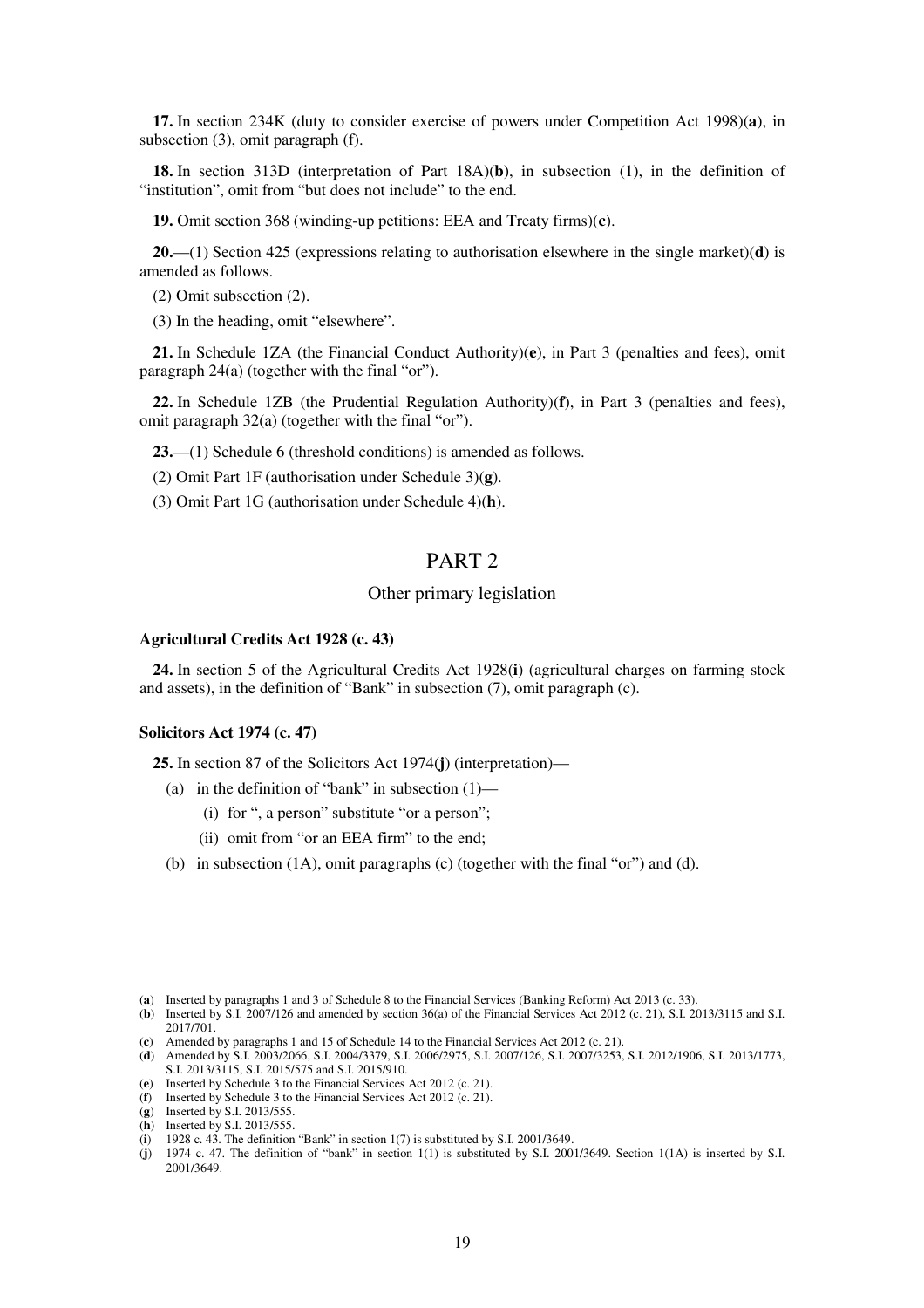**17.** In section 234K (duty to consider exercise of powers under Competition Act 1998)(**a**), in subsection (3), omit paragraph (f).

**18.** In section 313D (interpretation of Part 18A)(**b**), in subsection (1), in the definition of "institution", omit from "but does not include" to the end.

**19.** Omit section 368 (winding-up petitions: EEA and Treaty firms)(**c**).

**20.**—(1) Section 425 (expressions relating to authorisation elsewhere in the single market)(**d**) is amended as follows.

(2) Omit subsection (2).

(3) In the heading, omit "elsewhere".

**21.** In Schedule 1ZA (the Financial Conduct Authority)(**e**), in Part 3 (penalties and fees), omit paragraph 24(a) (together with the final "or").

**22.** In Schedule 1ZB (the Prudential Regulation Authority)(**f**), in Part 3 (penalties and fees), omit paragraph 32(a) (together with the final "or").

**23.**—(1) Schedule 6 (threshold conditions) is amended as follows.

(2) Omit Part 1F (authorisation under Schedule 3)(**g**).

(3) Omit Part 1G (authorisation under Schedule 4)(**h**).

## PART 2

### Other primary legislation

**Agricultural Credits Act 1928 (c. 43)**

**24.** In section 5 of the Agricultural Credits Act 1928(**i**) (agricultural charges on farming stock and assets), in the definition of "Bank" in subsection (7), omit paragraph (c).

**Solicitors Act 1974 (c. 47)**

**25.** In section 87 of the Solicitors Act 1974(**j**) (interpretation)—

(a) in the definition of "bank" in subsection (1)—

(i) for ", a person" substitute "or a person";

(ii) omit from "or an EEA firm" to the end;

(b) in subsection (1A), omit paragraphs (c) (together with the final "or") and (d).

---

(**a**) Inserted by paragraphs 1 and 3 of Schedule 8 to the Financial Services (Banking Reform) Act 2013 (c. 33).
(**b**) Inserted by S.I. 2007/126 and amended by section 36(a) of the Financial Services Act 2012 (c. 21), S.I. 2013/3115 and S.I. 2017/701.
(**c**) Amended by paragraphs 1 and 15 of Schedule 14 to the Financial Services Act 2012 (c. 21).
(**d**) Amended by S.I. 2003/2066, S.I. 2004/3379, S.I. 2006/2975, S.I. 2007/126, S.I. 2007/3253, S.I. 2012/1906, S.I. 2013/1773, S.I. 2013/3115, S.I. 2015/575 and S.I. 2015/910.
(**e**) Inserted by Schedule 3 to the Financial Services Act 2012 (c. 21).
(**f**) Inserted by Schedule 3 to the Financial Services Act 2012 (c. 21).
(**g**) Inserted by S.I. 2013/555.
(**h**) Inserted by S.I. 2013/555.
(**i**) 1928 c. 43. The definition "Bank" in section 1(7) is substituted by S.I. 2001/3649.
(**j**) 1974 c. 47. The definition of "bank" in section 1(1) is substituted by S.I. 2001/3649. Section 1(1A) is inserted by S.I. 2001/3649.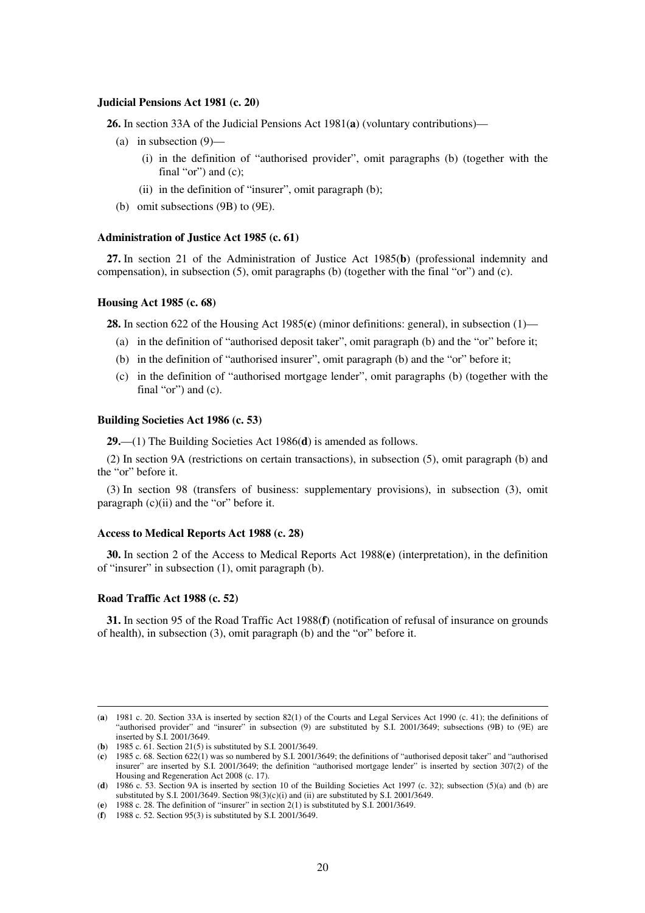**Judicial Pensions Act 1981 (c. 20)**

**26.** In section 33A of the Judicial Pensions Act 1981(**a**) (voluntary contributions)—

(a) in subsection (9)—

(i) in the definition of "authorised provider", omit paragraphs (b) (together with the final "or") and (c);

(ii) in the definition of "insurer", omit paragraph (b);

(b) omit subsections (9B) to (9E).

**Administration of Justice Act 1985 (c. 61)**

**27.** In section 21 of the Administration of Justice Act 1985(**b**) (professional indemnity and compensation), in subsection (5), omit paragraphs (b) (together with the final "or") and (c).

**Housing Act 1985 (c. 68)**

**28.** In section 622 of the Housing Act 1985(**c**) (minor definitions: general), in subsection (1)—

(a) in the definition of "authorised deposit taker", omit paragraph (b) and the "or" before it;

(b) in the definition of "authorised insurer", omit paragraph (b) and the "or" before it;

(c) in the definition of "authorised mortgage lender", omit paragraphs (b) (together with the final "or") and (c).

**Building Societies Act 1986 (c. 53)**

**29.**—(1) The Building Societies Act 1986(**d**) is amended as follows.

(2) In section 9A (restrictions on certain transactions), in subsection (5), omit paragraph (b) and the "or" before it.

(3) In section 98 (transfers of business: supplementary provisions), in subsection (3), omit paragraph (c)(ii) and the "or" before it.

**Access to Medical Reports Act 1988 (c. 28)**

**30.** In section 2 of the Access to Medical Reports Act 1988(**e**) (interpretation), in the definition of "insurer" in subsection (1), omit paragraph (b).

**Road Traffic Act 1988 (c. 52)**

**31.** In section 95 of the Road Traffic Act 1988(**f**) (notification of refusal of insurance on grounds of health), in subsection (3), omit paragraph (b) and the "or" before it.

---

(**a**) 1981 c. 20. Section 33A is inserted by section 82(1) of the Courts and Legal Services Act 1990 (c. 41); the definitions of "authorised provider" and "insurer" in subsection (9) are substituted by S.I. 2001/3649; subsections (9B) to (9E) are inserted by S.I. 2001/3649.

(**b**) 1985 c. 61. Section 21(5) is substituted by S.I. 2001/3649.

(**c**) 1985 c. 68. Section 622(1) was so numbered by S.I. 2001/3649; the definitions of "authorised deposit taker" and "authorised insurer" are inserted by S.I. 2001/3649; the definition "authorised mortgage lender" is inserted by section 307(2) of the Housing and Regeneration Act 2008 (c. 17).

(**d**) 1986 c. 53. Section 9A is inserted by section 10 of the Building Societies Act 1997 (c. 32); subsection (5)(a) and (b) are substituted by S.I. 2001/3649. Section 98(3)(c)(i) and (ii) are substituted by S.I. 2001/3649.

(**e**) 1988 c. 28. The definition of "insurer" in section 2(1) is substituted by S.I. 2001/3649.

(**f**) 1988 c. 52. Section 95(3) is substituted by S.I. 2001/3649.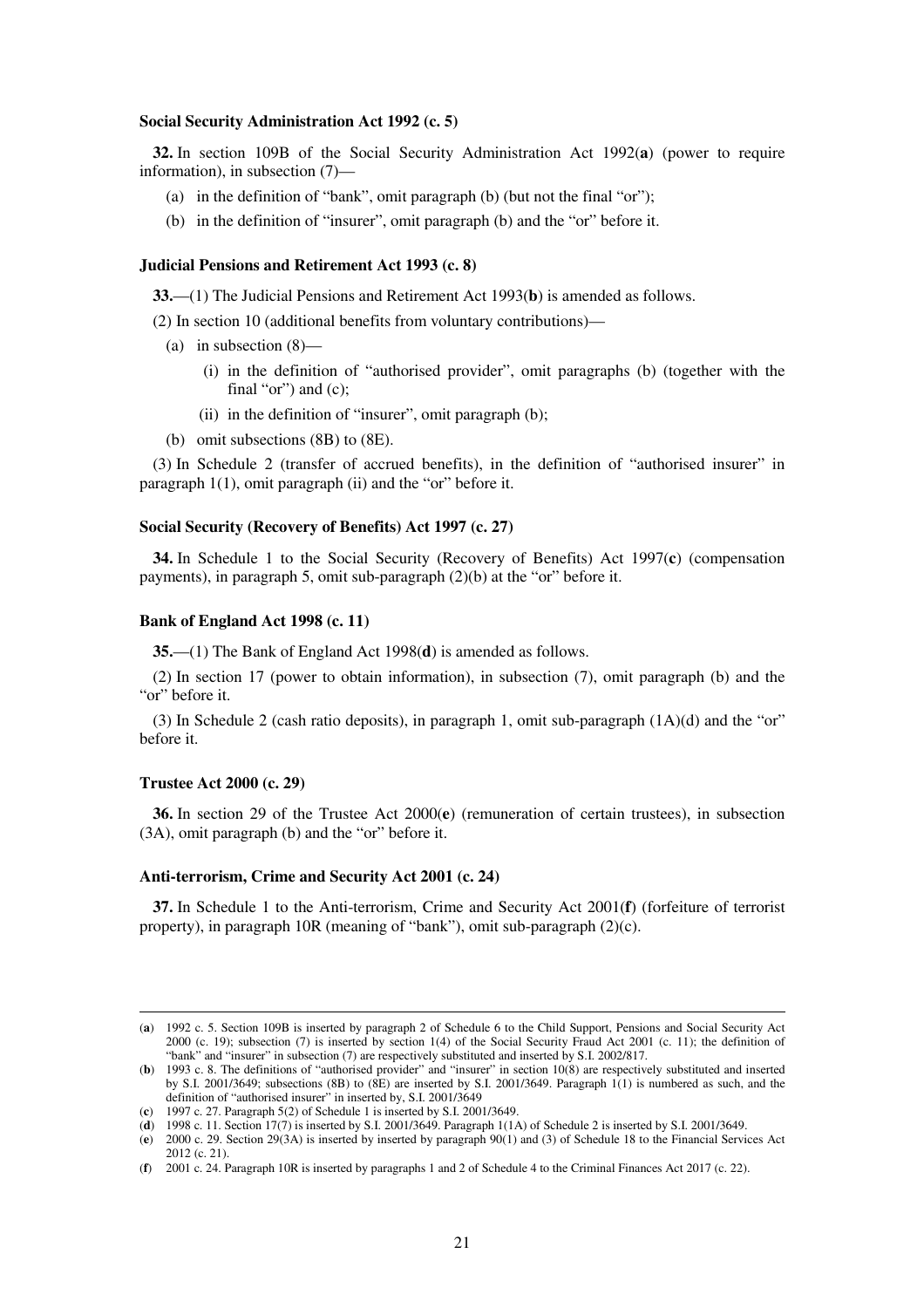**Social Security Administration Act 1992 (c. 5)**

**32.** In section 109B of the Social Security Administration Act 1992(**a**) (power to require information), in subsection (7)—

(a) in the definition of "bank", omit paragraph (b) (but not the final "or");

(b) in the definition of "insurer", omit paragraph (b) and the "or" before it.

**Judicial Pensions and Retirement Act 1993 (c. 8)**

**33.**—(1) The Judicial Pensions and Retirement Act 1993(**b**) is amended as follows.

(2) In section 10 (additional benefits from voluntary contributions)—

(a) in subsection (8)—

(i) in the definition of "authorised provider", omit paragraphs (b) (together with the final "or") and (c);

(ii) in the definition of "insurer", omit paragraph (b);

(b) omit subsections (8B) to (8E).

(3) In Schedule 2 (transfer of accrued benefits), in the definition of "authorised insurer" in paragraph 1(1), omit paragraph (ii) and the "or" before it.

**Social Security (Recovery of Benefits) Act 1997 (c. 27)**

**34.** In Schedule 1 to the Social Security (Recovery of Benefits) Act 1997(**c**) (compensation payments), in paragraph 5, omit sub-paragraph (2)(b) at the "or" before it.

**Bank of England Act 1998 (c. 11)**

**35.**—(1) The Bank of England Act 1998(**d**) is amended as follows.

(2) In section 17 (power to obtain information), in subsection (7), omit paragraph (b) and the "or" before it.

(3) In Schedule 2 (cash ratio deposits), in paragraph 1, omit sub-paragraph (1A)(d) and the "or" before it.

**Trustee Act 2000 (c. 29)**

**36.** In section 29 of the Trustee Act 2000(**e**) (remuneration of certain trustees), in subsection (3A), omit paragraph (b) and the "or" before it.

**Anti-terrorism, Crime and Security Act 2001 (c. 24)**

**37.** In Schedule 1 to the Anti-terrorism, Crime and Security Act 2001(**f**) (forfeiture of terrorist property), in paragraph 10R (meaning of "bank"), omit sub-paragraph (2)(c).

---

(**a**) 1992 c. 5. Section 109B is inserted by paragraph 2 of Schedule 6 to the Child Support, Pensions and Social Security Act 2000 (c. 19); subsection (7) is inserted by section 1(4) of the Social Security Fraud Act 2001 (c. 11); the definition of "bank" and "insurer" in subsection (7) are respectively substituted and inserted by S.I. 2002/817.

(**b**) 1993 c. 8. The definitions of "authorised provider" and "insurer" in section 10(8) are respectively substituted and inserted by S.I. 2001/3649; subsections (8B) to (8E) are inserted by S.I. 2001/3649. Paragraph 1(1) is numbered as such, and the definition of "authorised insurer" in inserted by, S.I. 2001/3649

(**c**) 1997 c. 27. Paragraph 5(2) of Schedule 1 is inserted by S.I. 2001/3649.

(**d**) 1998 c. 11. Section 17(7) is inserted by S.I. 2001/3649. Paragraph 1(1A) of Schedule 2 is inserted by S.I. 2001/3649.

(**e**) 2000 c. 29. Section 29(3A) is inserted by inserted by paragraph 90(1) and (3) of Schedule 18 to the Financial Services Act 2012 (c. 21).

(**f**) 2001 c. 24. Paragraph 10R is inserted by paragraphs 1 and 2 of Schedule 4 to the Criminal Finances Act 2017 (c. 22).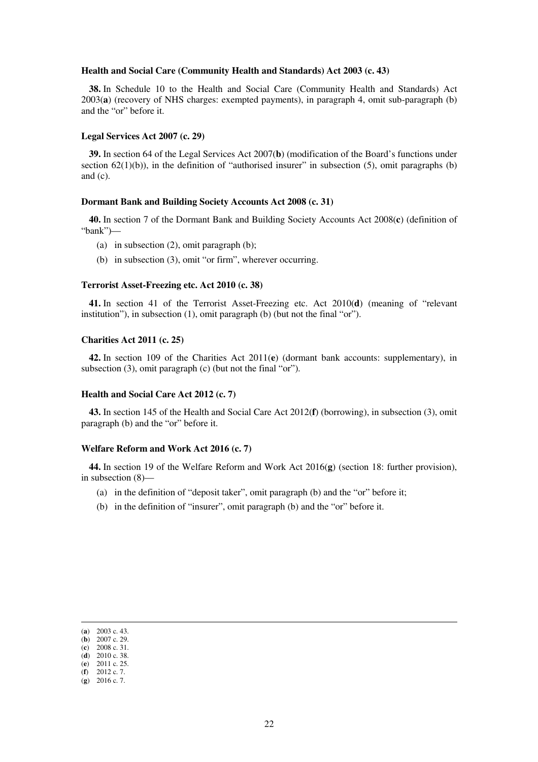**Health and Social Care (Community Health and Standards) Act 2003 (c. 43)**

**38.** In Schedule 10 to the Health and Social Care (Community Health and Standards) Act 2003(**a**) (recovery of NHS charges: exempted payments), in paragraph 4, omit sub-paragraph (b) and the "or" before it.

**Legal Services Act 2007 (c. 29)**

**39.** In section 64 of the Legal Services Act 2007(**b**) (modification of the Board's functions under section 62(1)(b)), in the definition of "authorised insurer" in subsection (5), omit paragraphs (b) and (c).

**Dormant Bank and Building Society Accounts Act 2008 (c. 31)**

**40.** In section 7 of the Dormant Bank and Building Society Accounts Act 2008(**c**) (definition of "bank")—

(a) in subsection (2), omit paragraph (b);

(b) in subsection (3), omit "or firm", wherever occurring.

**Terrorist Asset-Freezing etc. Act 2010 (c. 38)**

**41.** In section 41 of the Terrorist Asset-Freezing etc. Act 2010(**d**) (meaning of "relevant institution"), in subsection (1), omit paragraph (b) (but not the final "or").

**Charities Act 2011 (c. 25)**

**42.** In section 109 of the Charities Act 2011(**e**) (dormant bank accounts: supplementary), in subsection (3), omit paragraph (c) (but not the final "or").

**Health and Social Care Act 2012 (c. 7)**

**43.** In section 145 of the Health and Social Care Act 2012(**f**) (borrowing), in subsection (3), omit paragraph (b) and the "or" before it.

**Welfare Reform and Work Act 2016 (c. 7)**

**44.** In section 19 of the Welfare Reform and Work Act 2016(**g**) (section 18: further provision), in subsection (8)—

(a) in the definition of "deposit taker", omit paragraph (b) and the "or" before it;

(b) in the definition of "insurer", omit paragraph (b) and the "or" before it.

---

(**a**) 2003 c. 43.
(**b**) 2007 c. 29.
(**c**) 2008 c. 31.
(**d**) 2010 c. 38.
(**e**) 2011 c. 25.
(**f**) 2012 c. 7.
(**g**) 2016 c. 7.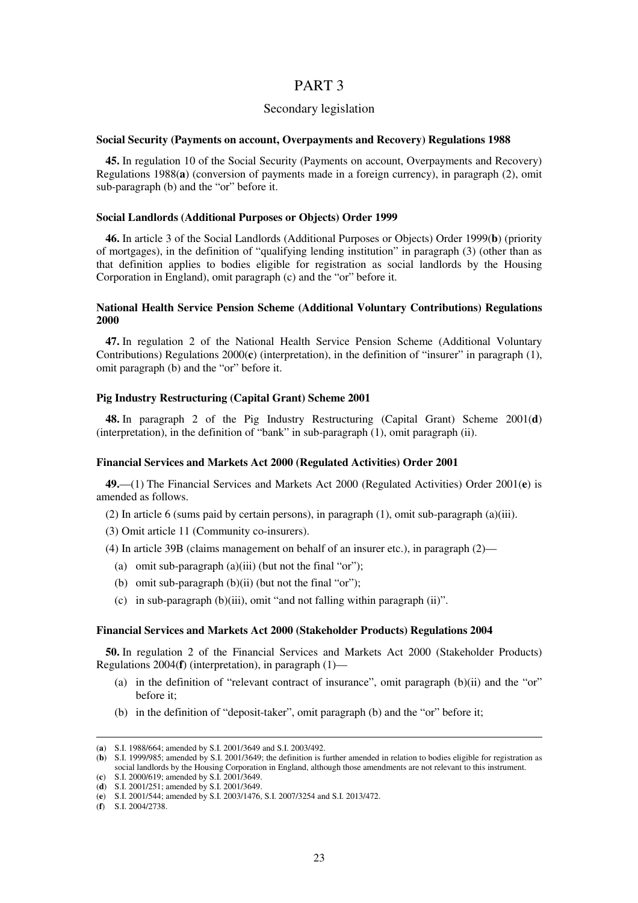# PART 3

## Secondary legislation

**Social Security (Payments on account, Overpayments and Recovery) Regulations 1988**

**45.** In regulation 10 of the Social Security (Payments on account, Overpayments and Recovery) Regulations 1988(**a**) (conversion of payments made in a foreign currency), in paragraph (2), omit sub-paragraph (b) and the "or" before it.

**Social Landlords (Additional Purposes or Objects) Order 1999**

**46.** In article 3 of the Social Landlords (Additional Purposes or Objects) Order 1999(**b**) (priority of mortgages), in the definition of "qualifying lending institution" in paragraph (3) (other than as that definition applies to bodies eligible for registration as social landlords by the Housing Corporation in England), omit paragraph (c) and the "or" before it.

**National Health Service Pension Scheme (Additional Voluntary Contributions) Regulations 2000**

**47.** In regulation 2 of the National Health Service Pension Scheme (Additional Voluntary Contributions) Regulations 2000(**c**) (interpretation), in the definition of "insurer" in paragraph (1), omit paragraph (b) and the "or" before it.

**Pig Industry Restructuring (Capital Grant) Scheme 2001**

**48.** In paragraph 2 of the Pig Industry Restructuring (Capital Grant) Scheme 2001(**d**) (interpretation), in the definition of "bank" in sub-paragraph (1), omit paragraph (ii).

**Financial Services and Markets Act 2000 (Regulated Activities) Order 2001**

**49.**—(1) The Financial Services and Markets Act 2000 (Regulated Activities) Order 2001(**e**) is amended as follows.

(2) In article 6 (sums paid by certain persons), in paragraph (1), omit sub-paragraph (a)(iii).

(3) Omit article 11 (Community co-insurers).

(4) In article 39B (claims management on behalf of an insurer etc.), in paragraph (2)—

(a) omit sub-paragraph (a)(iii) (but not the final "or");

(b) omit sub-paragraph (b)(ii) (but not the final "or");

(c) in sub-paragraph (b)(iii), omit "and not falling within paragraph (ii)".

**Financial Services and Markets Act 2000 (Stakeholder Products) Regulations 2004**

**50.** In regulation 2 of the Financial Services and Markets Act 2000 (Stakeholder Products) Regulations 2004(**f**) (interpretation), in paragraph (1)—

(a) in the definition of "relevant contract of insurance", omit paragraph (b)(ii) and the "or" before it;

(b) in the definition of "deposit-taker", omit paragraph (b) and the "or" before it;

---

(**a**) S.I. 1988/664; amended by S.I. 2001/3649 and S.I. 2003/492.

(**b**) S.I. 1999/985; amended by S.I. 2001/3649; the definition is further amended in relation to bodies eligible for registration as social landlords by the Housing Corporation in England, although those amendments are not relevant to this instrument.

(**c**) S.I. 2000/619; amended by S.I. 2001/3649.

(**d**) S.I. 2001/251; amended by S.I. 2001/3649.

(**e**) S.I. 2001/544; amended by S.I. 2003/1476, S.I. 2007/3254 and S.I. 2013/472.

(**f**) S.I. 2004/2738.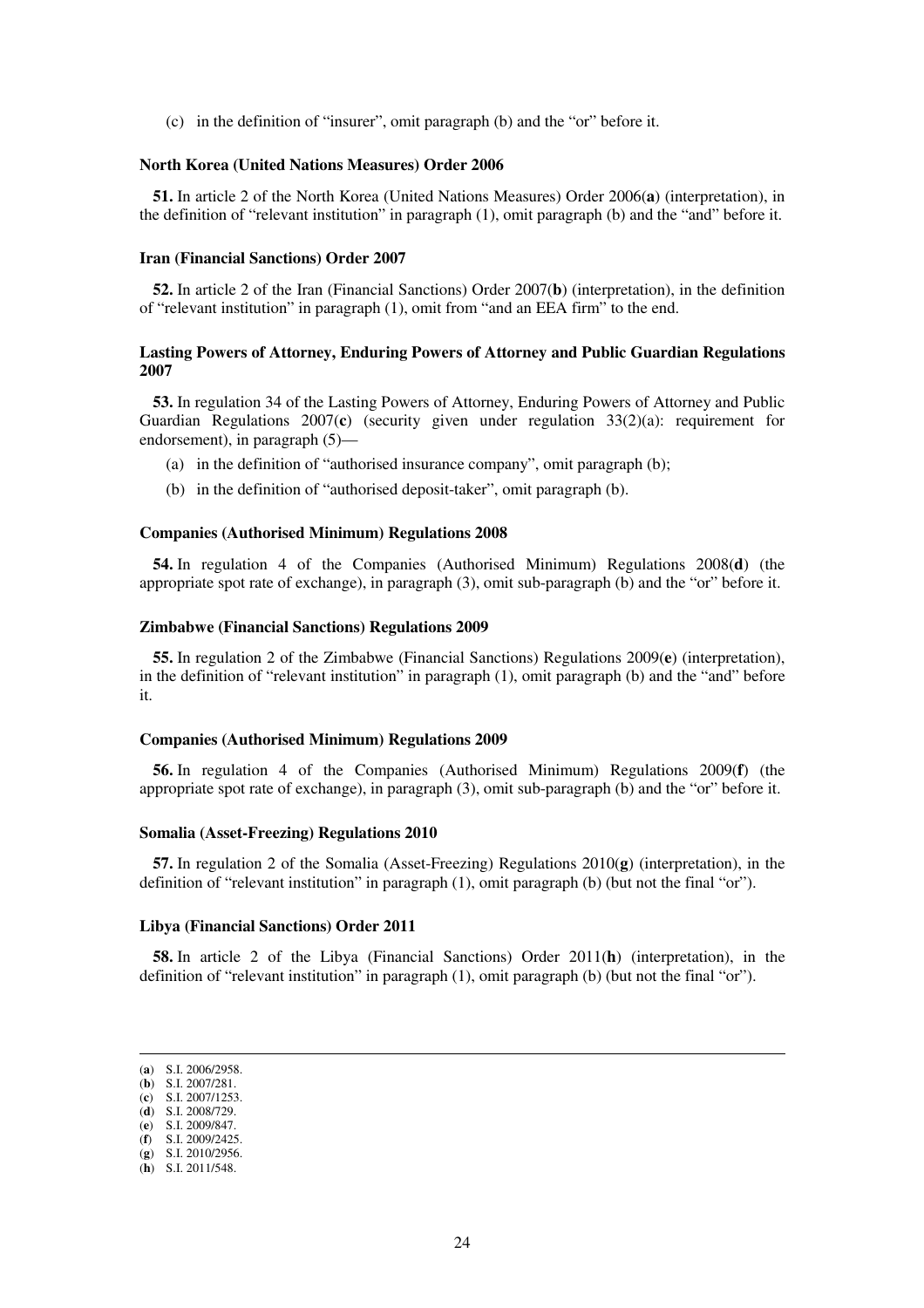(c) in the definition of "insurer", omit paragraph (b) and the "or" before it.

**North Korea (United Nations Measures) Order 2006**

**51.** In article 2 of the North Korea (United Nations Measures) Order 2006(**a**) (interpretation), in the definition of "relevant institution" in paragraph (1), omit paragraph (b) and the "and" before it.

**Iran (Financial Sanctions) Order 2007**

**52.** In article 2 of the Iran (Financial Sanctions) Order 2007(**b**) (interpretation), in the definition of "relevant institution" in paragraph (1), omit from "and an EEA firm" to the end.

**Lasting Powers of Attorney, Enduring Powers of Attorney and Public Guardian Regulations 2007**

**53.** In regulation 34 of the Lasting Powers of Attorney, Enduring Powers of Attorney and Public Guardian Regulations 2007(**c**) (security given under regulation 33(2)(a): requirement for endorsement), in paragraph (5)—

(a) in the definition of "authorised insurance company", omit paragraph (b);

(b) in the definition of "authorised deposit-taker", omit paragraph (b).

**Companies (Authorised Minimum) Regulations 2008**

**54.** In regulation 4 of the Companies (Authorised Minimum) Regulations 2008(**d**) (the appropriate spot rate of exchange), in paragraph (3), omit sub-paragraph (b) and the "or" before it.

**Zimbabwe (Financial Sanctions) Regulations 2009**

**55.** In regulation 2 of the Zimbabwe (Financial Sanctions) Regulations 2009(**e**) (interpretation), in the definition of "relevant institution" in paragraph (1), omit paragraph (b) and the "and" before it.

**Companies (Authorised Minimum) Regulations 2009**

**56.** In regulation 4 of the Companies (Authorised Minimum) Regulations 2009(**f**) (the appropriate spot rate of exchange), in paragraph (3), omit sub-paragraph (b) and the "or" before it.

**Somalia (Asset-Freezing) Regulations 2010**

**57.** In regulation 2 of the Somalia (Asset-Freezing) Regulations 2010(**g**) (interpretation), in the definition of "relevant institution" in paragraph (1), omit paragraph (b) (but not the final "or").

**Libya (Financial Sanctions) Order 2011**

**58.** In article 2 of the Libya (Financial Sanctions) Order 2011(**h**) (interpretation), in the definition of "relevant institution" in paragraph (1), omit paragraph (b) (but not the final "or").

---

(**a**) S.I. 2006/2958.
(**b**) S.I. 2007/281.
(**c**) S.I. 2007/1253.
(**d**) S.I. 2008/729.
(**e**) S.I. 2009/847.
(**f**) S.I. 2009/2425.
(**g**) S.I. 2010/2956.
(**h**) S.I. 2011/548.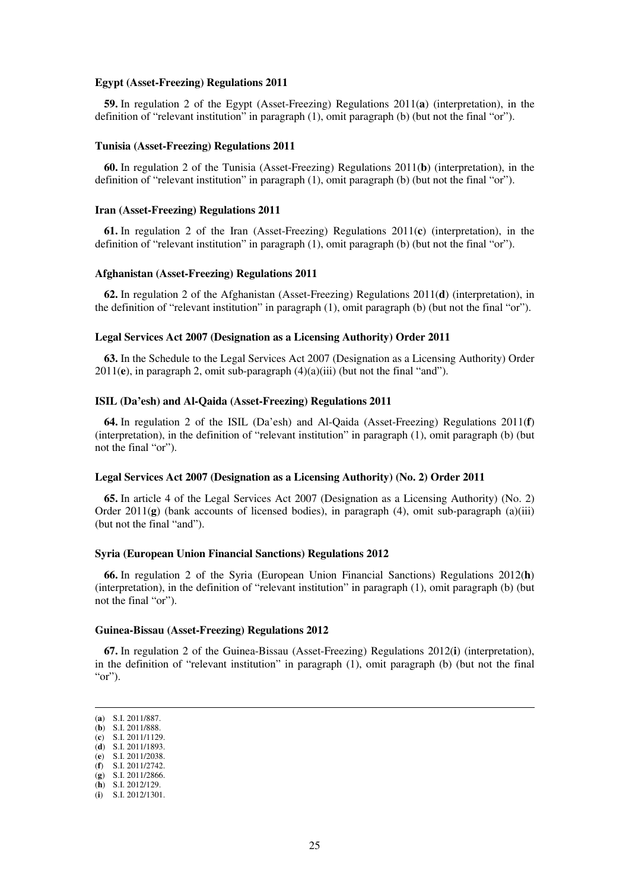**Egypt (Asset-Freezing) Regulations 2011**

**59.** In regulation 2 of the Egypt (Asset-Freezing) Regulations 2011(**a**) (interpretation), in the definition of "relevant institution" in paragraph (1), omit paragraph (b) (but not the final "or").

**Tunisia (Asset-Freezing) Regulations 2011**

**60.** In regulation 2 of the Tunisia (Asset-Freezing) Regulations 2011(**b**) (interpretation), in the definition of "relevant institution" in paragraph (1), omit paragraph (b) (but not the final "or").

**Iran (Asset-Freezing) Regulations 2011**

**61.** In regulation 2 of the Iran (Asset-Freezing) Regulations 2011(**c**) (interpretation), in the definition of "relevant institution" in paragraph (1), omit paragraph (b) (but not the final "or").

**Afghanistan (Asset-Freezing) Regulations 2011**

**62.** In regulation 2 of the Afghanistan (Asset-Freezing) Regulations 2011(**d**) (interpretation), in the definition of "relevant institution" in paragraph (1), omit paragraph (b) (but not the final "or").

**Legal Services Act 2007 (Designation as a Licensing Authority) Order 2011**

**63.** In the Schedule to the Legal Services Act 2007 (Designation as a Licensing Authority) Order 2011(**e**), in paragraph 2, omit sub-paragraph (4)(a)(iii) (but not the final "and").

**ISIL (Da'esh) and Al-Qaida (Asset-Freezing) Regulations 2011**

**64.** In regulation 2 of the ISIL (Da'esh) and Al-Qaida (Asset-Freezing) Regulations 2011(**f**) (interpretation), in the definition of "relevant institution" in paragraph (1), omit paragraph (b) (but not the final "or").

**Legal Services Act 2007 (Designation as a Licensing Authority) (No. 2) Order 2011**

**65.** In article 4 of the Legal Services Act 2007 (Designation as a Licensing Authority) (No. 2) Order 2011(**g**) (bank accounts of licensed bodies), in paragraph (4), omit sub-paragraph (a)(iii) (but not the final "and").

**Syria (European Union Financial Sanctions) Regulations 2012**

**66.** In regulation 2 of the Syria (European Union Financial Sanctions) Regulations 2012(**h**) (interpretation), in the definition of "relevant institution" in paragraph (1), omit paragraph (b) (but not the final "or").

**Guinea-Bissau (Asset-Freezing) Regulations 2012**

**67.** In regulation 2 of the Guinea-Bissau (Asset-Freezing) Regulations 2012(**i**) (interpretation), in the definition of "relevant institution" in paragraph (1), omit paragraph (b) (but not the final "or").

---

(**a**) S.I. 2011/887.
(**b**) S.I. 2011/888.
(**c**) S.I. 2011/1129.
(**d**) S.I. 2011/1893.
(**e**) S.I. 2011/2038.
(**f**) S.I. 2011/2742.
(**g**) S.I. 2011/2866.
(**h**) S.I. 2012/129.
(**i**) S.I. 2012/1301.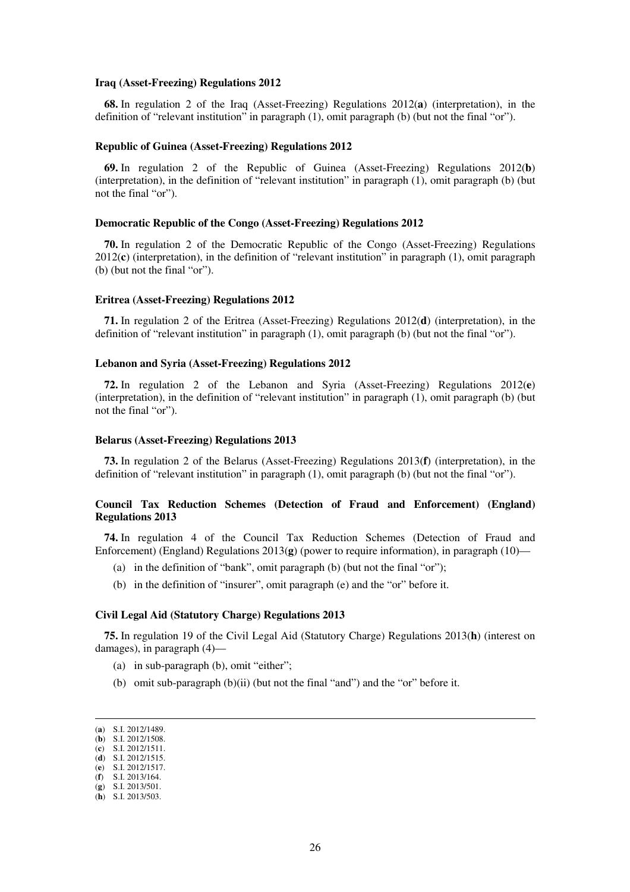**Iraq (Asset-Freezing) Regulations 2012**

**68.** In regulation 2 of the Iraq (Asset-Freezing) Regulations 2012(**a**) (interpretation), in the definition of "relevant institution" in paragraph (1), omit paragraph (b) (but not the final "or").

**Republic of Guinea (Asset-Freezing) Regulations 2012**

**69.** In regulation 2 of the Republic of Guinea (Asset-Freezing) Regulations 2012(**b**) (interpretation), in the definition of "relevant institution" in paragraph (1), omit paragraph (b) (but not the final "or").

**Democratic Republic of the Congo (Asset-Freezing) Regulations 2012**

**70.** In regulation 2 of the Democratic Republic of the Congo (Asset-Freezing) Regulations 2012(**c**) (interpretation), in the definition of "relevant institution" in paragraph (1), omit paragraph (b) (but not the final "or").

**Eritrea (Asset-Freezing) Regulations 2012**

**71.** In regulation 2 of the Eritrea (Asset-Freezing) Regulations 2012(**d**) (interpretation), in the definition of "relevant institution" in paragraph (1), omit paragraph (b) (but not the final "or").

**Lebanon and Syria (Asset-Freezing) Regulations 2012**

**72.** In regulation 2 of the Lebanon and Syria (Asset-Freezing) Regulations 2012(**e**) (interpretation), in the definition of "relevant institution" in paragraph (1), omit paragraph (b) (but not the final "or").

**Belarus (Asset-Freezing) Regulations 2013**

**73.** In regulation 2 of the Belarus (Asset-Freezing) Regulations 2013(**f**) (interpretation), in the definition of "relevant institution" in paragraph (1), omit paragraph (b) (but not the final "or").

**Council Tax Reduction Schemes (Detection of Fraud and Enforcement) (England) Regulations 2013**

**74.** In regulation 4 of the Council Tax Reduction Schemes (Detection of Fraud and Enforcement) (England) Regulations 2013(**g**) (power to require information), in paragraph (10)—

(a) in the definition of "bank", omit paragraph (b) (but not the final "or");

(b) in the definition of "insurer", omit paragraph (e) and the "or" before it.

**Civil Legal Aid (Statutory Charge) Regulations 2013**

**75.** In regulation 19 of the Civil Legal Aid (Statutory Charge) Regulations 2013(**h**) (interest on damages), in paragraph (4)—

(a) in sub-paragraph (b), omit "either";

(b) omit sub-paragraph (b)(ii) (but not the final "and") and the "or" before it.

---

(**a**) S.I. 2012/1489.
(**b**) S.I. 2012/1508.
(**c**) S.I. 2012/1511.
(**d**) S.I. 2012/1515.
(**e**) S.I. 2012/1517.
(**f**) S.I. 2013/164.
(**g**) S.I. 2013/501.
(**h**) S.I. 2013/503.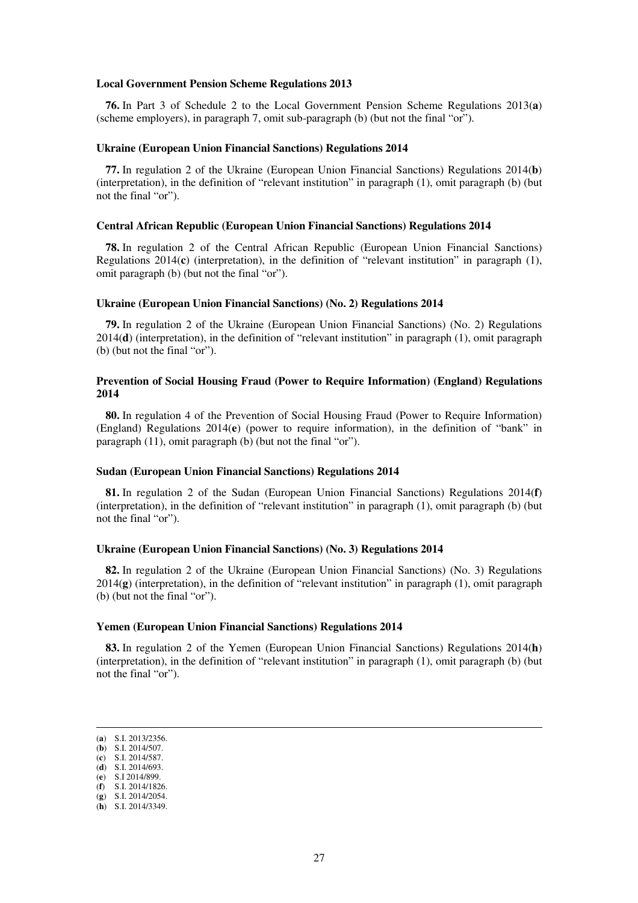**Local Government Pension Scheme Regulations 2013**

**76.** In Part 3 of Schedule 2 to the Local Government Pension Scheme Regulations 2013(**a**) (scheme employers), in paragraph 7, omit sub-paragraph (b) (but not the final "or").

**Ukraine (European Union Financial Sanctions) Regulations 2014**

**77.** In regulation 2 of the Ukraine (European Union Financial Sanctions) Regulations 2014(**b**) (interpretation), in the definition of "relevant institution" in paragraph (1), omit paragraph (b) (but not the final "or").

**Central African Republic (European Union Financial Sanctions) Regulations 2014**

**78.** In regulation 2 of the Central African Republic (European Union Financial Sanctions) Regulations 2014(**c**) (interpretation), in the definition of "relevant institution" in paragraph (1), omit paragraph (b) (but not the final "or").

**Ukraine (European Union Financial Sanctions) (No. 2) Regulations 2014**

**79.** In regulation 2 of the Ukraine (European Union Financial Sanctions) (No. 2) Regulations 2014(**d**) (interpretation), in the definition of "relevant institution" in paragraph (1), omit paragraph (b) (but not the final "or").

**Prevention of Social Housing Fraud (Power to Require Information) (England) Regulations 2014**

**80.** In regulation 4 of the Prevention of Social Housing Fraud (Power to Require Information) (England) Regulations 2014(**e**) (power to require information), in the definition of "bank" in paragraph (11), omit paragraph (b) (but not the final "or").

**Sudan (European Union Financial Sanctions) Regulations 2014**

**81.** In regulation 2 of the Sudan (European Union Financial Sanctions) Regulations 2014(**f**) (interpretation), in the definition of "relevant institution" in paragraph (1), omit paragraph (b) (but not the final "or").

**Ukraine (European Union Financial Sanctions) (No. 3) Regulations 2014**

**82.** In regulation 2 of the Ukraine (European Union Financial Sanctions) (No. 3) Regulations 2014(**g**) (interpretation), in the definition of "relevant institution" in paragraph (1), omit paragraph (b) (but not the final "or").

**Yemen (European Union Financial Sanctions) Regulations 2014**

**83.** In regulation 2 of the Yemen (European Union Financial Sanctions) Regulations 2014(**h**) (interpretation), in the definition of "relevant institution" in paragraph (1), omit paragraph (b) (but not the final "or").

---

(**a**) S.I. 2013/2356.
(**b**) S.I. 2014/507.
(**c**) S.I. 2014/587.
(**d**) S.I. 2014/693.
(**e**) S.I 2014/899.
(**f**) S.I. 2014/1826.
(**g**) S.I. 2014/2054.
(**h**) S.I. 2014/3349.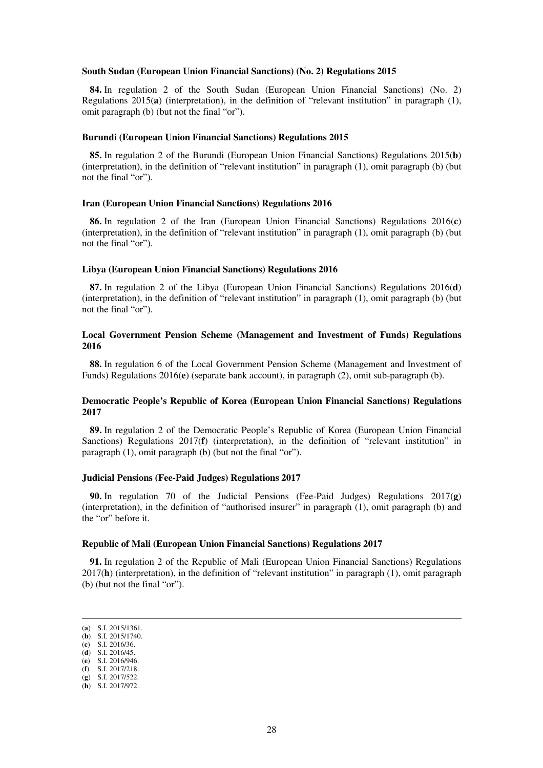**South Sudan (European Union Financial Sanctions) (No. 2) Regulations 2015**

**84.** In regulation 2 of the South Sudan (European Union Financial Sanctions) (No. 2) Regulations 2015(**a**) (interpretation), in the definition of "relevant institution" in paragraph (1), omit paragraph (b) (but not the final "or").

**Burundi (European Union Financial Sanctions) Regulations 2015**

**85.** In regulation 2 of the Burundi (European Union Financial Sanctions) Regulations 2015(**b**) (interpretation), in the definition of "relevant institution" in paragraph (1), omit paragraph (b) (but not the final "or").

**Iran (European Union Financial Sanctions) Regulations 2016**

**86.** In regulation 2 of the Iran (European Union Financial Sanctions) Regulations 2016(**c**) (interpretation), in the definition of "relevant institution" in paragraph (1), omit paragraph (b) (but not the final "or").

**Libya (European Union Financial Sanctions) Regulations 2016**

**87.** In regulation 2 of the Libya (European Union Financial Sanctions) Regulations 2016(**d**) (interpretation), in the definition of "relevant institution" in paragraph (1), omit paragraph (b) (but not the final "or").

**Local Government Pension Scheme (Management and Investment of Funds) Regulations 2016**

**88.** In regulation 6 of the Local Government Pension Scheme (Management and Investment of Funds) Regulations 2016(**e**) (separate bank account), in paragraph (2), omit sub-paragraph (b).

**Democratic People's Republic of Korea (European Union Financial Sanctions) Regulations 2017**

**89.** In regulation 2 of the Democratic People's Republic of Korea (European Union Financial Sanctions) Regulations 2017(**f**) (interpretation), in the definition of "relevant institution" in paragraph (1), omit paragraph (b) (but not the final "or").

**Judicial Pensions (Fee-Paid Judges) Regulations 2017**

**90.** In regulation 70 of the Judicial Pensions (Fee-Paid Judges) Regulations 2017(**g**) (interpretation), in the definition of "authorised insurer" in paragraph (1), omit paragraph (b) and the "or" before it.

**Republic of Mali (European Union Financial Sanctions) Regulations 2017**

**91.** In regulation 2 of the Republic of Mali (European Union Financial Sanctions) Regulations 2017(**h**) (interpretation), in the definition of "relevant institution" in paragraph (1), omit paragraph (b) (but not the final "or").

---

(**a**) S.I. 2015/1361.
(**b**) S.I. 2015/1740.
(**c**) S.I. 2016/36.
(**d**) S.I. 2016/45.
(**e**) S.I. 2016/946.
(**f**) S.I. 2017/218.
(**g**) S.I. 2017/522.
(**h**) S.I. 2017/972.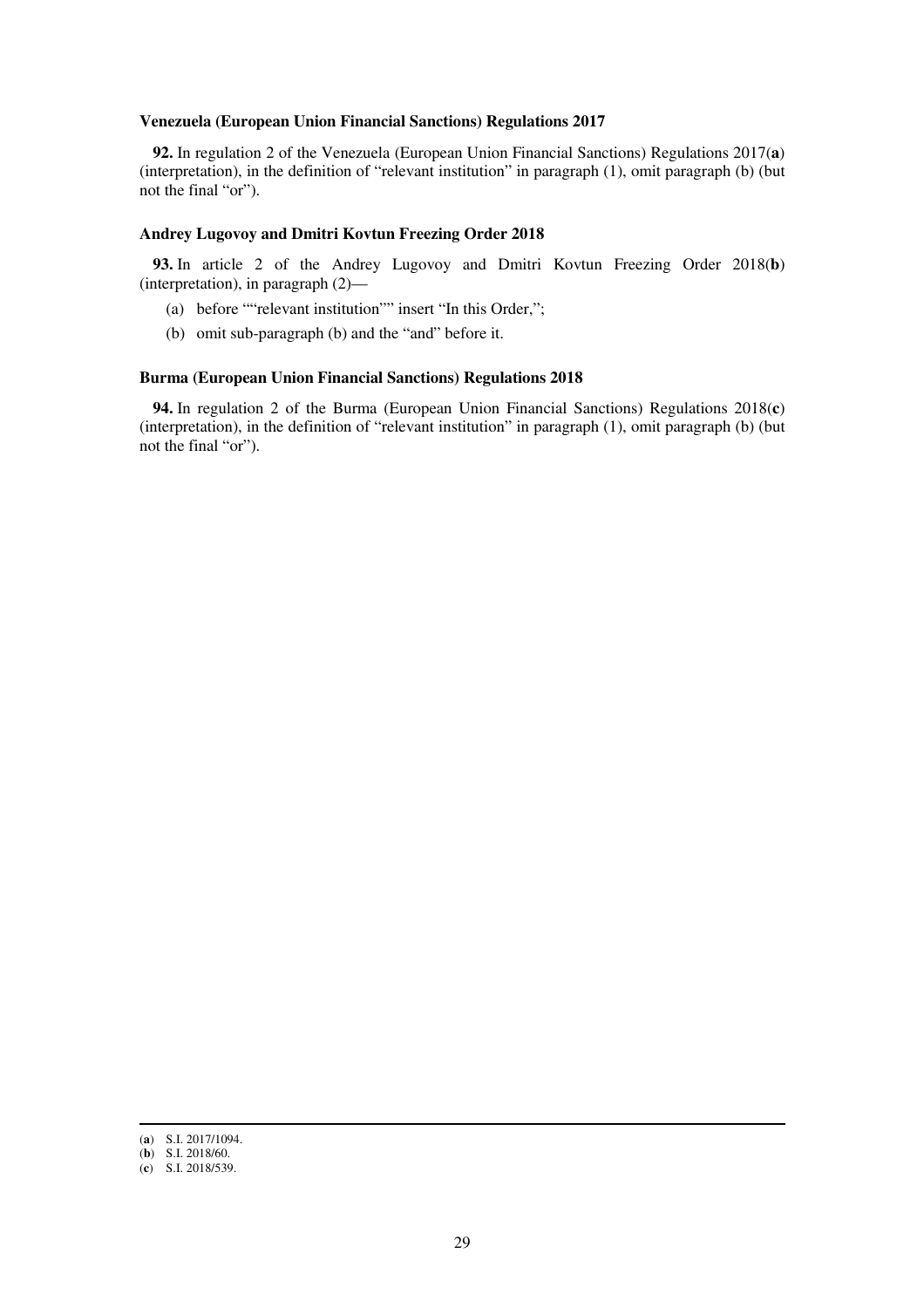**Venezuela (European Union Financial Sanctions) Regulations 2017**

**92.** In regulation 2 of the Venezuela (European Union Financial Sanctions) Regulations 2017(**a**) (interpretation), in the definition of "relevant institution" in paragraph (1), omit paragraph (b) (but not the final "or").

**Andrey Lugovoy and Dmitri Kovtun Freezing Order 2018**

**93.** In article 2 of the Andrey Lugovoy and Dmitri Kovtun Freezing Order 2018(**b**) (interpretation), in paragraph (2)—

(a) before ""relevant institution"" insert "In this Order,";

(b) omit sub-paragraph (b) and the "and" before it.

**Burma (European Union Financial Sanctions) Regulations 2018**

**94.** In regulation 2 of the Burma (European Union Financial Sanctions) Regulations 2018(**c**) (interpretation), in the definition of "relevant institution" in paragraph (1), omit paragraph (b) (but not the final "or").

---

(**a**) S.I. 2017/1094.
(**b**) S.I. 2018/60.
(**c**) S.I. 2018/539.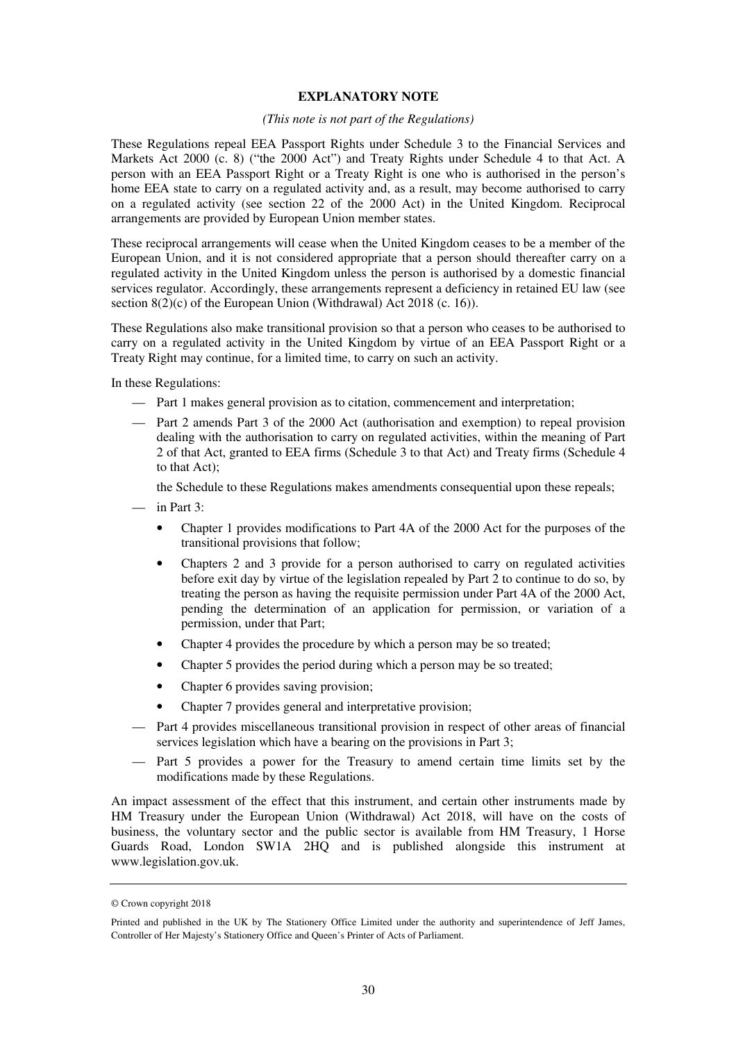**EXPLANATORY NOTE**

*(This note is not part of the Regulations)*

These Regulations repeal EEA Passport Rights under Schedule 3 to the Financial Services and Markets Act 2000 (c. 8) ("the 2000 Act") and Treaty Rights under Schedule 4 to that Act. A person with an EEA Passport Right or a Treaty Right is one who is authorised in the person's home EEA state to carry on a regulated activity and, as a result, may become authorised to carry on a regulated activity (see section 22 of the 2000 Act) in the United Kingdom. Reciprocal arrangements are provided by European Union member states.

These reciprocal arrangements will cease when the United Kingdom ceases to be a member of the European Union, and it is not considered appropriate that a person should thereafter carry on a regulated activity in the United Kingdom unless the person is authorised by a domestic financial services regulator. Accordingly, these arrangements represent a deficiency in retained EU law (see section 8(2)(c) of the European Union (Withdrawal) Act 2018 (c. 16)).

These Regulations also make transitional provision so that a person who ceases to be authorised to carry on a regulated activity in the United Kingdom by virtue of an EEA Passport Right or a Treaty Right may continue, for a limited time, to carry on such an activity.

In these Regulations:

- Part 1 makes general provision as to citation, commencement and interpretation;
- Part 2 amends Part 3 of the 2000 Act (authorisation and exemption) to repeal provision dealing with the authorisation to carry on regulated activities, within the meaning of Part 2 of that Act, granted to EEA firms (Schedule 3 to that Act) and Treaty firms (Schedule 4 to that Act);

  the Schedule to these Regulations makes amendments consequential upon these repeals;
- in Part 3:
  - Chapter 1 provides modifications to Part 4A of the 2000 Act for the purposes of the transitional provisions that follow;
  - Chapters 2 and 3 provide for a person authorised to carry on regulated activities before exit day by virtue of the legislation repealed by Part 2 to continue to do so, by treating the person as having the requisite permission under Part 4A of the 2000 Act, pending the determination of an application for permission, or variation of a permission, under that Part;
  - Chapter 4 provides the procedure by which a person may be so treated;
  - Chapter 5 provides the period during which a person may be so treated;
  - Chapter 6 provides saving provision;
  - Chapter 7 provides general and interpretative provision;
- Part 4 provides miscellaneous transitional provision in respect of other areas of financial services legislation which have a bearing on the provisions in Part 3;
- Part 5 provides a power for the Treasury to amend certain time limits set by the modifications made by these Regulations.

An impact assessment of the effect that this instrument, and certain other instruments made by HM Treasury under the European Union (Withdrawal) Act 2018, will have on the costs of business, the voluntary sector and the public sector is available from HM Treasury, 1 Horse Guards Road, London SW1A 2HQ and is published alongside this instrument at www.legislation.gov.uk.

---

© Crown copyright 2018

Printed and published in the UK by The Stationery Office Limited under the authority and superintendence of Jeff James, Controller of Her Majesty's Stationery Office and Queen's Printer of Acts of Parliament.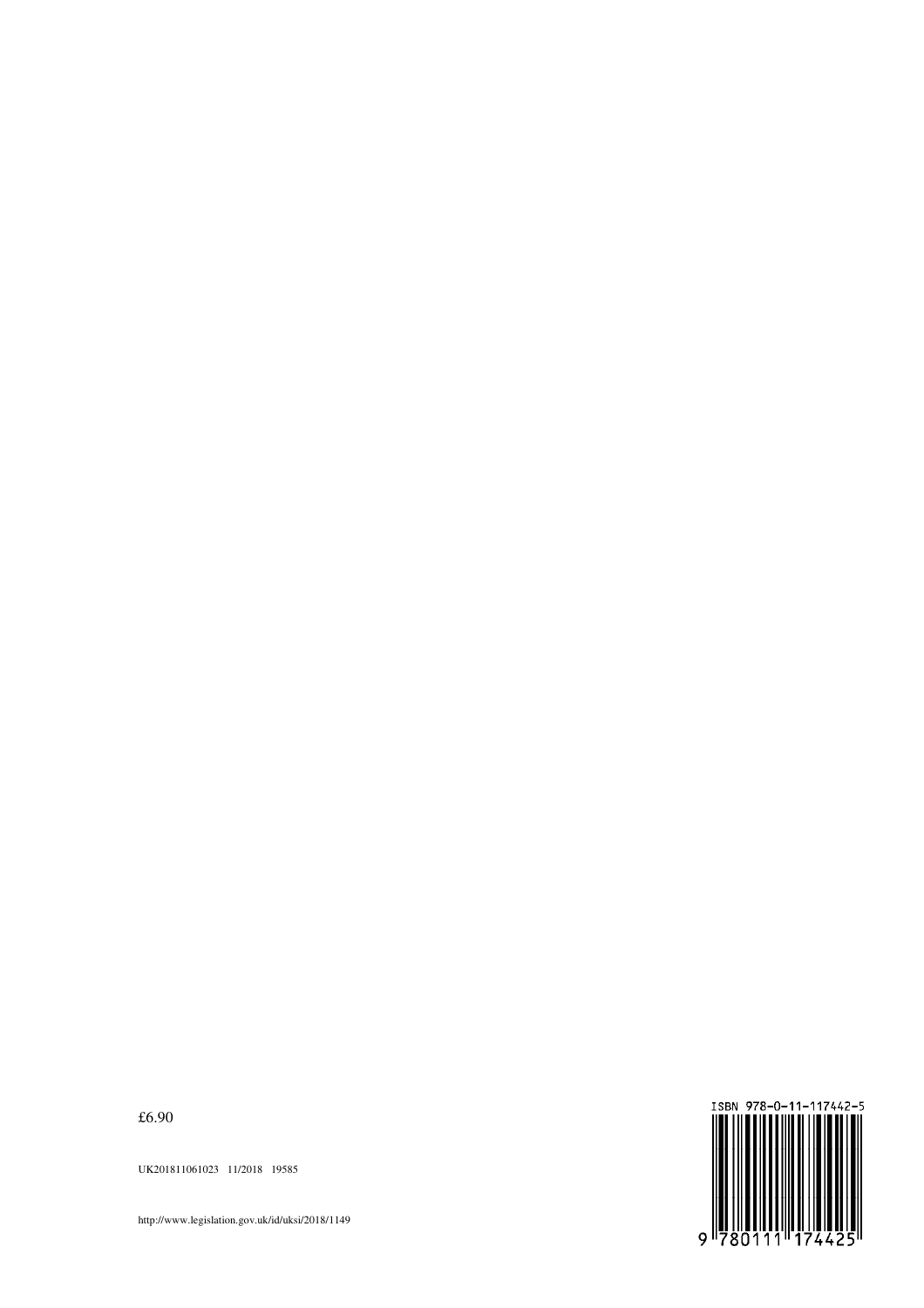£6.90

UK201811061023 11/2018 19585

http://www.legislation.gov.uk/id/uksi/2018/1149

ISBN 978-0-11-117442-5

9 780111 174425